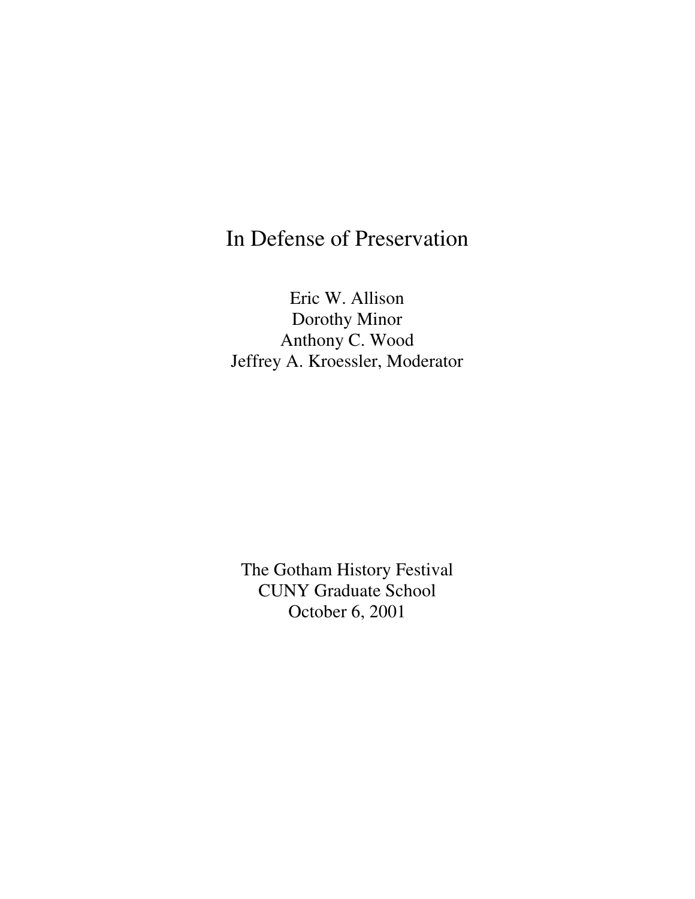# In Defense of Preservation

Eric W. Allison
Dorothy Minor
Anthony C. Wood
Jeffrey A. Kroessler, Moderator

The Gotham History Festival
CUNY Graduate School
October 6, 2001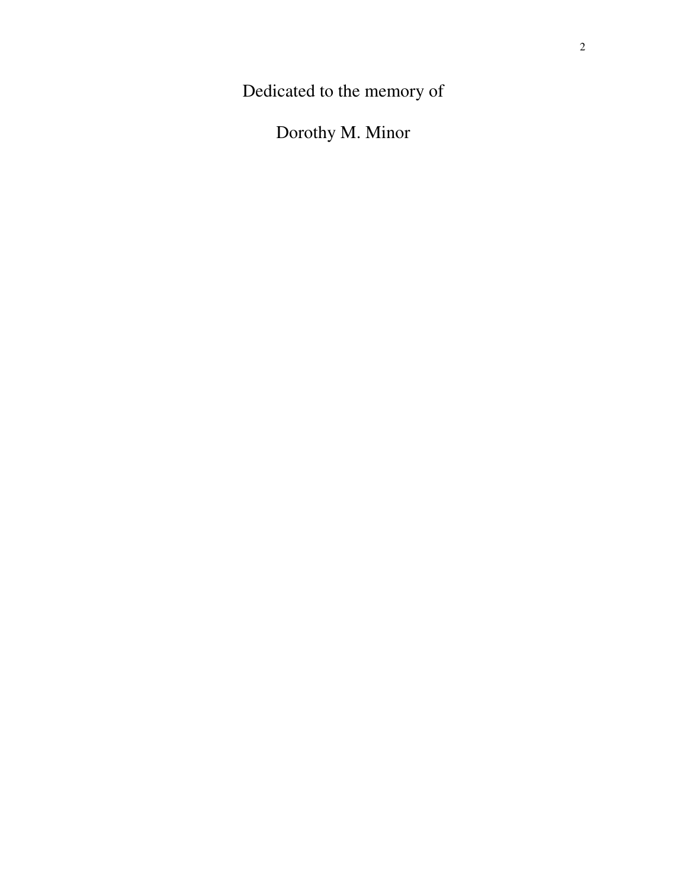Dedicated to the memory of

Dorothy M. Minor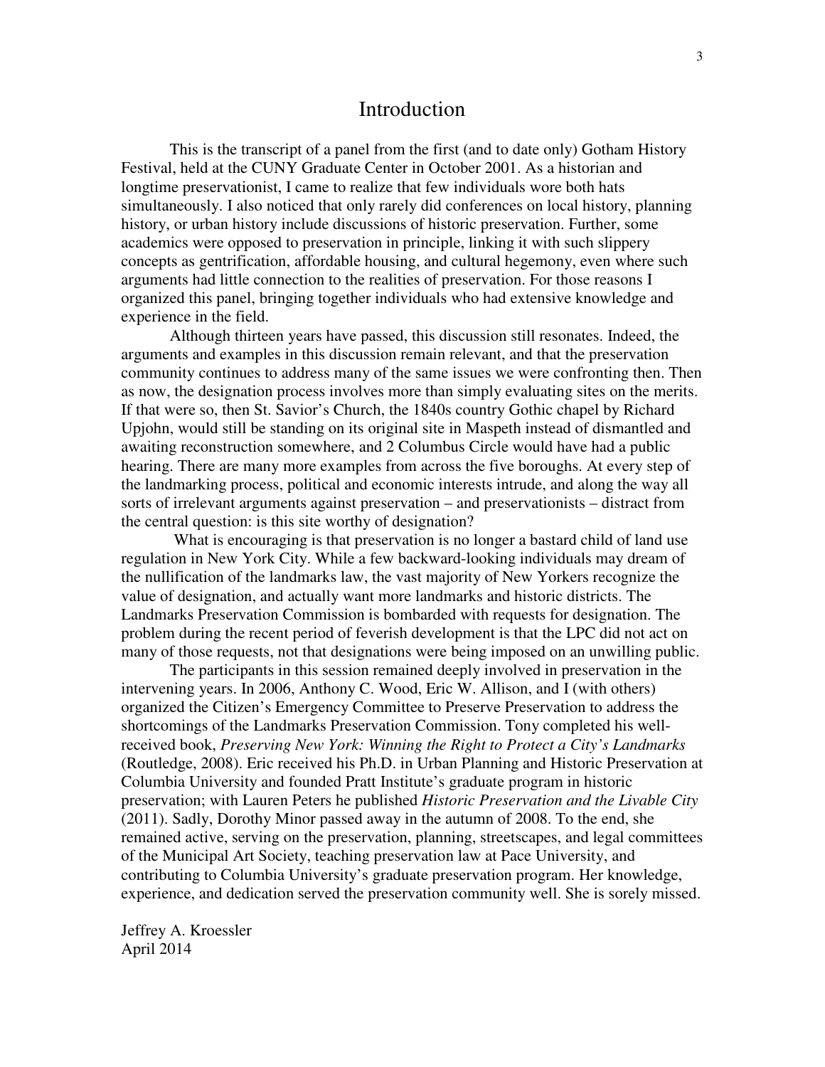# Introduction

This is the transcript of a panel from the first (and to date only) Gotham History Festival, held at the CUNY Graduate Center in October 2001. As a historian and longtime preservationist, I came to realize that few individuals wore both hats simultaneously. I also noticed that only rarely did conferences on local history, planning history, or urban history include discussions of historic preservation. Further, some academics were opposed to preservation in principle, linking it with such slippery concepts as gentrification, affordable housing, and cultural hegemony, even where such arguments had little connection to the realities of preservation. For those reasons I organized this panel, bringing together individuals who had extensive knowledge and experience in the field.

Although thirteen years have passed, this discussion still resonates. Indeed, the arguments and examples in this discussion remain relevant, and that the preservation community continues to address many of the same issues we were confronting then. Then as now, the designation process involves more than simply evaluating sites on the merits. If that were so, then St. Savior's Church, the 1840s country Gothic chapel by Richard Upjohn, would still be standing on its original site in Maspeth instead of dismantled and awaiting reconstruction somewhere, and 2 Columbus Circle would have had a public hearing. There are many more examples from across the five boroughs. At every step of the landmarking process, political and economic interests intrude, and along the way all sorts of irrelevant arguments against preservation – and preservationists – distract from the central question: is this site worthy of designation?

What is encouraging is that preservation is no longer a bastard child of land use regulation in New York City. While a few backward-looking individuals may dream of the nullification of the landmarks law, the vast majority of New Yorkers recognize the value of designation, and actually want more landmarks and historic districts. The Landmarks Preservation Commission is bombarded with requests for designation. The problem during the recent period of feverish development is that the LPC did not act on many of those requests, not that designations were being imposed on an unwilling public.

The participants in this session remained deeply involved in preservation in the intervening years. In 2006, Anthony C. Wood, Eric W. Allison, and I (with others) organized the Citizen's Emergency Committee to Preserve Preservation to address the shortcomings of the Landmarks Preservation Commission. Tony completed his well-received book, *Preserving New York: Winning the Right to Protect a City's Landmarks* (Routledge, 2008). Eric received his Ph.D. in Urban Planning and Historic Preservation at Columbia University and founded Pratt Institute's graduate program in historic preservation; with Lauren Peters he published *Historic Preservation and the Livable City* (2011). Sadly, Dorothy Minor passed away in the autumn of 2008. To the end, she remained active, serving on the preservation, planning, streetscapes, and legal committees of the Municipal Art Society, teaching preservation law at Pace University, and contributing to Columbia University's graduate preservation program. Her knowledge, experience, and dedication served the preservation community well. She is sorely missed.

Jeffrey A. Kroessler
April 2014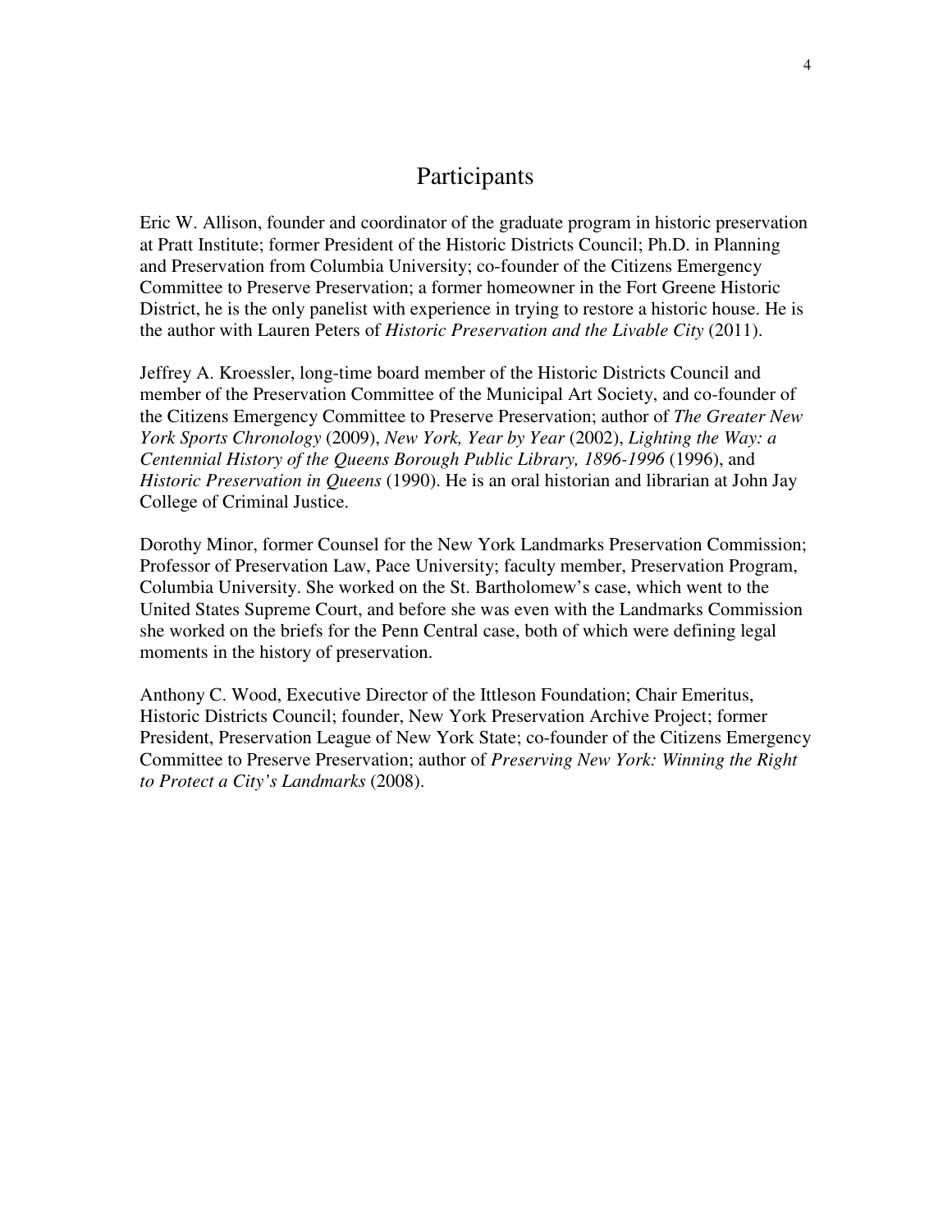# Participants

Eric W. Allison, founder and coordinator of the graduate program in historic preservation at Pratt Institute; former President of the Historic Districts Council; Ph.D. in Planning and Preservation from Columbia University; co-founder of the Citizens Emergency Committee to Preserve Preservation; a former homeowner in the Fort Greene Historic District, he is the only panelist with experience in trying to restore a historic house. He is the author with Lauren Peters of *Historic Preservation and the Livable City* (2011).

Jeffrey A. Kroessler, long-time board member of the Historic Districts Council and member of the Preservation Committee of the Municipal Art Society, and co-founder of the Citizens Emergency Committee to Preserve Preservation; author of *The Greater New York Sports Chronology* (2009), *New York, Year by Year* (2002), *Lighting the Way: a Centennial History of the Queens Borough Public Library, 1896-1996* (1996), and *Historic Preservation in Queens* (1990). He is an oral historian and librarian at John Jay College of Criminal Justice.

Dorothy Minor, former Counsel for the New York Landmarks Preservation Commission; Professor of Preservation Law, Pace University; faculty member, Preservation Program, Columbia University. She worked on the St. Bartholomew's case, which went to the United States Supreme Court, and before she was even with the Landmarks Commission she worked on the briefs for the Penn Central case, both of which were defining legal moments in the history of preservation.

Anthony C. Wood, Executive Director of the Ittleson Foundation; Chair Emeritus, Historic Districts Council; founder, New York Preservation Archive Project; former President, Preservation League of New York State; co-founder of the Citizens Emergency Committee to Preserve Preservation; author of *Preserving New York: Winning the Right to Protect a City's Landmarks* (2008).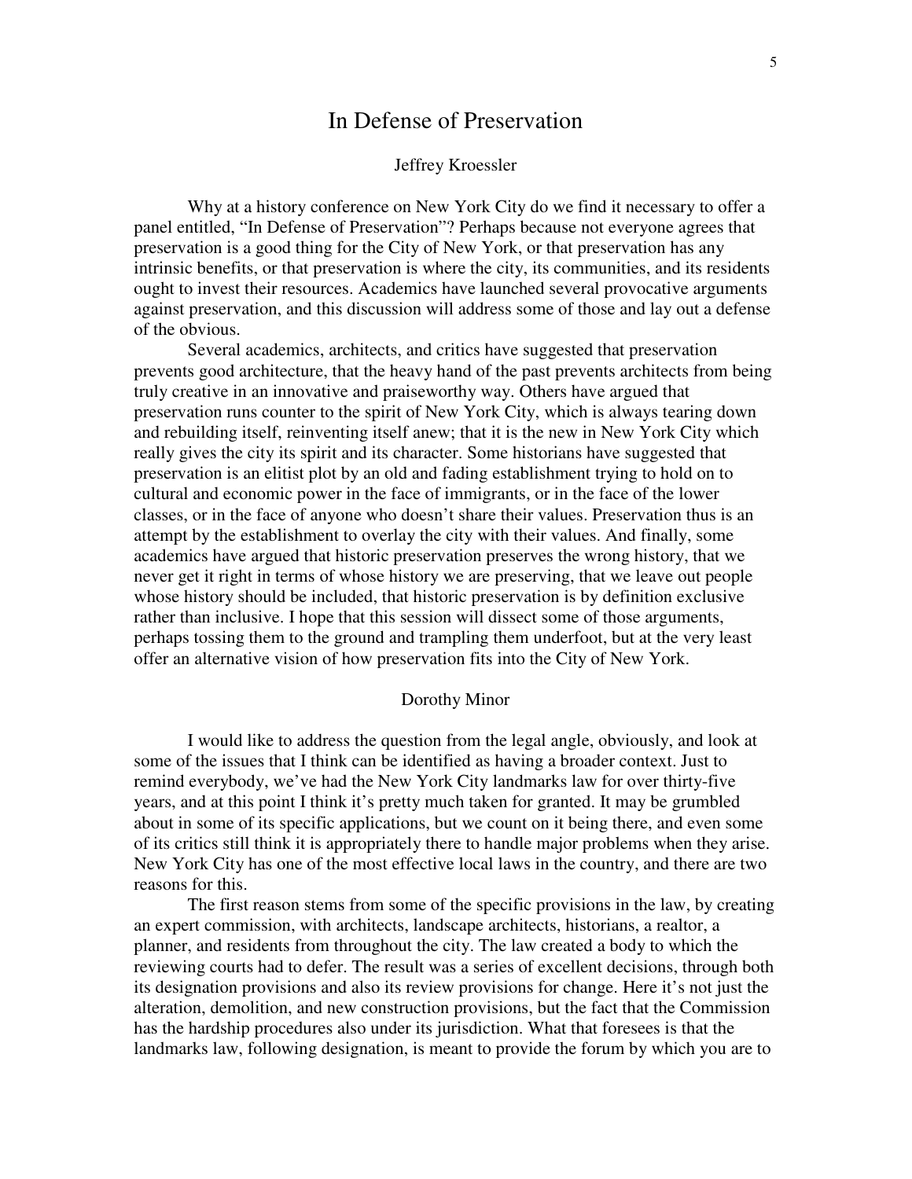# In Defense of Preservation

Jeffrey Kroessler

Why at a history conference on New York City do we find it necessary to offer a panel entitled, "In Defense of Preservation"? Perhaps because not everyone agrees that preservation is a good thing for the City of New York, or that preservation has any intrinsic benefits, or that preservation is where the city, its communities, and its residents ought to invest their resources. Academics have launched several provocative arguments against preservation, and this discussion will address some of those and lay out a defense of the obvious.

Several academics, architects, and critics have suggested that preservation prevents good architecture, that the heavy hand of the past prevents architects from being truly creative in an innovative and praiseworthy way. Others have argued that preservation runs counter to the spirit of New York City, which is always tearing down and rebuilding itself, reinventing itself anew; that it is the new in New York City which really gives the city its spirit and its character. Some historians have suggested that preservation is an elitist plot by an old and fading establishment trying to hold on to cultural and economic power in the face of immigrants, or in the face of the lower classes, or in the face of anyone who doesn't share their values. Preservation thus is an attempt by the establishment to overlay the city with their values. And finally, some academics have argued that historic preservation preserves the wrong history, that we never get it right in terms of whose history we are preserving, that we leave out people whose history should be included, that historic preservation is by definition exclusive rather than inclusive. I hope that this session will dissect some of those arguments, perhaps tossing them to the ground and trampling them underfoot, but at the very least offer an alternative vision of how preservation fits into the City of New York.

Dorothy Minor

I would like to address the question from the legal angle, obviously, and look at some of the issues that I think can be identified as having a broader context. Just to remind everybody, we've had the New York City landmarks law for over thirty-five years, and at this point I think it's pretty much taken for granted. It may be grumbled about in some of its specific applications, but we count on it being there, and even some of its critics still think it is appropriately there to handle major problems when they arise. New York City has one of the most effective local laws in the country, and there are two reasons for this.

The first reason stems from some of the specific provisions in the law, by creating an expert commission, with architects, landscape architects, historians, a realtor, a planner, and residents from throughout the city. The law created a body to which the reviewing courts had to defer. The result was a series of excellent decisions, through both its designation provisions and also its review provisions for change. Here it's not just the alteration, demolition, and new construction provisions, but the fact that the Commission has the hardship procedures also under its jurisdiction. What that foresees is that the landmarks law, following designation, is meant to provide the forum by which you are to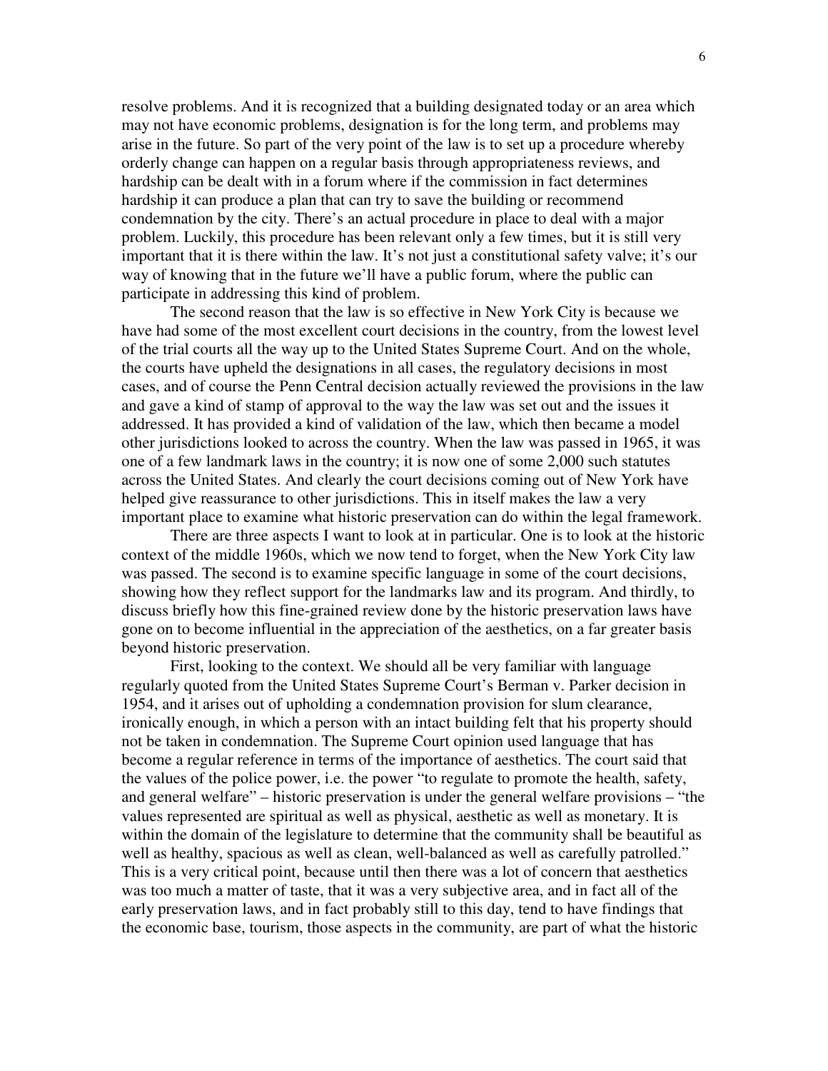resolve problems. And it is recognized that a building designated today or an area which may not have economic problems, designation is for the long term, and problems may arise in the future. So part of the very point of the law is to set up a procedure whereby orderly change can happen on a regular basis through appropriateness reviews, and hardship can be dealt with in a forum where if the commission in fact determines hardship it can produce a plan that can try to save the building or recommend condemnation by the city. There's an actual procedure in place to deal with a major problem. Luckily, this procedure has been relevant only a few times, but it is still very important that it is there within the law. It's not just a constitutional safety valve; it's our way of knowing that in the future we'll have a public forum, where the public can participate in addressing this kind of problem.

The second reason that the law is so effective in New York City is because we have had some of the most excellent court decisions in the country, from the lowest level of the trial courts all the way up to the United States Supreme Court. And on the whole, the courts have upheld the designations in all cases, the regulatory decisions in most cases, and of course the Penn Central decision actually reviewed the provisions in the law and gave a kind of stamp of approval to the way the law was set out and the issues it addressed. It has provided a kind of validation of the law, which then became a model other jurisdictions looked to across the country. When the law was passed in 1965, it was one of a few landmark laws in the country; it is now one of some 2,000 such statutes across the United States. And clearly the court decisions coming out of New York have helped give reassurance to other jurisdictions. This in itself makes the law a very important place to examine what historic preservation can do within the legal framework.

There are three aspects I want to look at in particular. One is to look at the historic context of the middle 1960s, which we now tend to forget, when the New York City law was passed. The second is to examine specific language in some of the court decisions, showing how they reflect support for the landmarks law and its program. And thirdly, to discuss briefly how this fine-grained review done by the historic preservation laws have gone on to become influential in the appreciation of the aesthetics, on a far greater basis beyond historic preservation.

First, looking to the context. We should all be very familiar with language regularly quoted from the United States Supreme Court's Berman v. Parker decision in 1954, and it arises out of upholding a condemnation provision for slum clearance, ironically enough, in which a person with an intact building felt that his property should not be taken in condemnation. The Supreme Court opinion used language that has become a regular reference in terms of the importance of aesthetics. The court said that the values of the police power, i.e. the power "to regulate to promote the health, safety, and general welfare" – historic preservation is under the general welfare provisions – "the values represented are spiritual as well as physical, aesthetic as well as monetary. It is within the domain of the legislature to determine that the community shall be beautiful as well as healthy, spacious as well as clean, well-balanced as well as carefully patrolled." This is a very critical point, because until then there was a lot of concern that aesthetics was too much a matter of taste, that it was a very subjective area, and in fact all of the early preservation laws, and in fact probably still to this day, tend to have findings that the economic base, tourism, those aspects in the community, are part of what the historic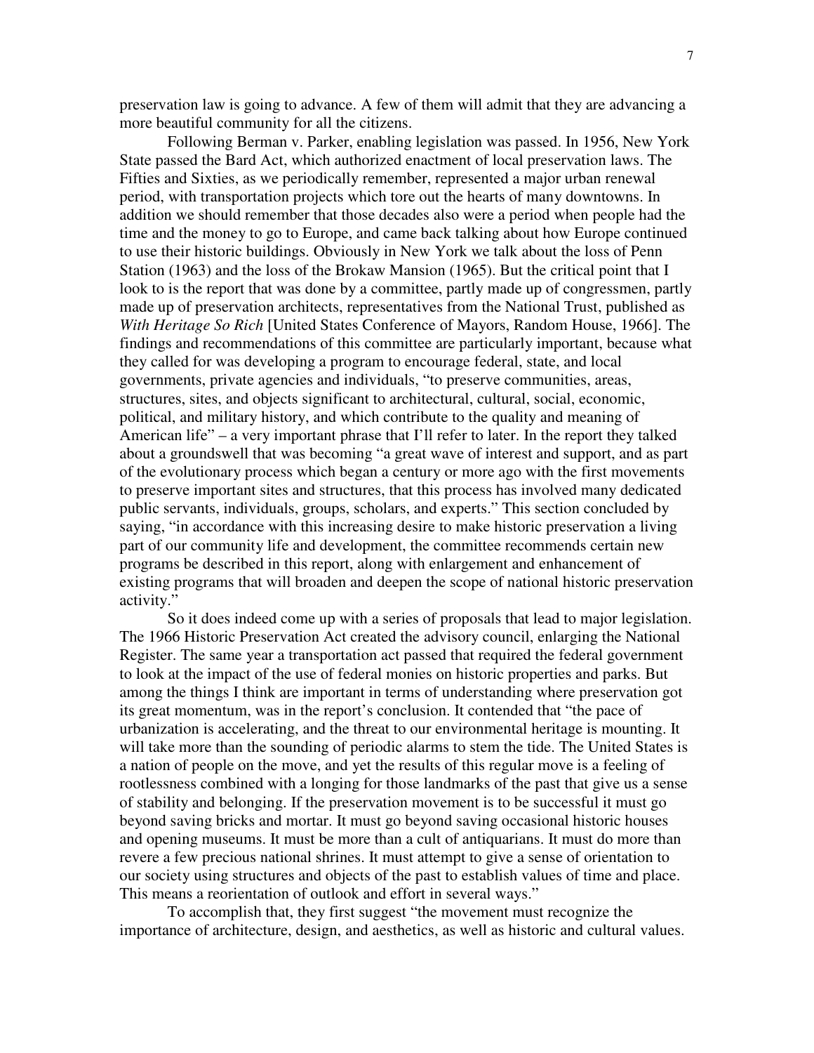preservation law is going to advance. A few of them will admit that they are advancing a more beautiful community for all the citizens.

Following Berman v. Parker, enabling legislation was passed. In 1956, New York State passed the Bard Act, which authorized enactment of local preservation laws. The Fifties and Sixties, as we periodically remember, represented a major urban renewal period, with transportation projects which tore out the hearts of many downtowns. In addition we should remember that those decades also were a period when people had the time and the money to go to Europe, and came back talking about how Europe continued to use their historic buildings. Obviously in New York we talk about the loss of Penn Station (1963) and the loss of the Brokaw Mansion (1965). But the critical point that I look to is the report that was done by a committee, partly made up of congressmen, partly made up of preservation architects, representatives from the National Trust, published as *With Heritage So Rich* [United States Conference of Mayors, Random House, 1966]. The findings and recommendations of this committee are particularly important, because what they called for was developing a program to encourage federal, state, and local governments, private agencies and individuals, "to preserve communities, areas, structures, sites, and objects significant to architectural, cultural, social, economic, political, and military history, and which contribute to the quality and meaning of American life" – a very important phrase that I'll refer to later. In the report they talked about a groundswell that was becoming "a great wave of interest and support, and as part of the evolutionary process which began a century or more ago with the first movements to preserve important sites and structures, that this process has involved many dedicated public servants, individuals, groups, scholars, and experts." This section concluded by saying, "in accordance with this increasing desire to make historic preservation a living part of our community life and development, the committee recommends certain new programs be described in this report, along with enlargement and enhancement of existing programs that will broaden and deepen the scope of national historic preservation activity."

So it does indeed come up with a series of proposals that lead to major legislation. The 1966 Historic Preservation Act created the advisory council, enlarging the National Register. The same year a transportation act passed that required the federal government to look at the impact of the use of federal monies on historic properties and parks. But among the things I think are important in terms of understanding where preservation got its great momentum, was in the report's conclusion. It contended that "the pace of urbanization is accelerating, and the threat to our environmental heritage is mounting. It will take more than the sounding of periodic alarms to stem the tide. The United States is a nation of people on the move, and yet the results of this regular move is a feeling of rootlessness combined with a longing for those landmarks of the past that give us a sense of stability and belonging. If the preservation movement is to be successful it must go beyond saving bricks and mortar. It must go beyond saving occasional historic houses and opening museums. It must be more than a cult of antiquarians. It must do more than revere a few precious national shrines. It must attempt to give a sense of orientation to our society using structures and objects of the past to establish values of time and place. This means a reorientation of outlook and effort in several ways."

To accomplish that, they first suggest "the movement must recognize the importance of architecture, design, and aesthetics, as well as historic and cultural values.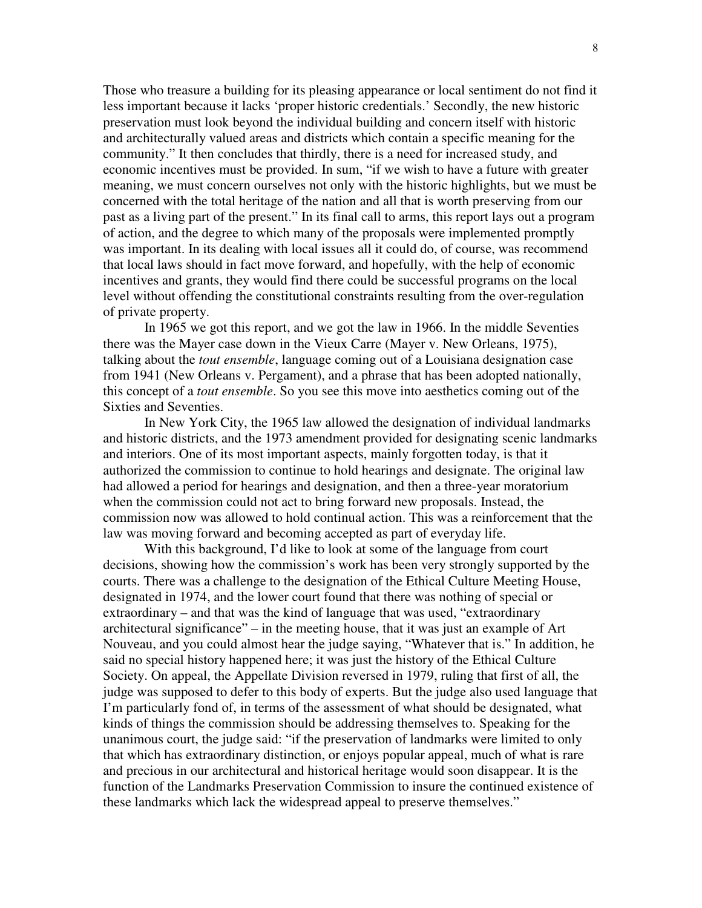Those who treasure a building for its pleasing appearance or local sentiment do not find it less important because it lacks 'proper historic credentials.' Secondly, the new historic preservation must look beyond the individual building and concern itself with historic and architecturally valued areas and districts which contain a specific meaning for the community." It then concludes that thirdly, there is a need for increased study, and economic incentives must be provided. In sum, "if we wish to have a future with greater meaning, we must concern ourselves not only with the historic highlights, but we must be concerned with the total heritage of the nation and all that is worth preserving from our past as a living part of the present." In its final call to arms, this report lays out a program of action, and the degree to which many of the proposals were implemented promptly was important. In its dealing with local issues all it could do, of course, was recommend that local laws should in fact move forward, and hopefully, with the help of economic incentives and grants, they would find there could be successful programs on the local level without offending the constitutional constraints resulting from the over-regulation of private property.

In 1965 we got this report, and we got the law in 1966. In the middle Seventies there was the Mayer case down in the Vieux Carre (Mayer v. New Orleans, 1975), talking about the *tout ensemble*, language coming out of a Louisiana designation case from 1941 (New Orleans v. Pergament), and a phrase that has been adopted nationally, this concept of a *tout ensemble*. So you see this move into aesthetics coming out of the Sixties and Seventies.

In New York City, the 1965 law allowed the designation of individual landmarks and historic districts, and the 1973 amendment provided for designating scenic landmarks and interiors. One of its most important aspects, mainly forgotten today, is that it authorized the commission to continue to hold hearings and designate. The original law had allowed a period for hearings and designation, and then a three-year moratorium when the commission could not act to bring forward new proposals. Instead, the commission now was allowed to hold continual action. This was a reinforcement that the law was moving forward and becoming accepted as part of everyday life.

With this background, I'd like to look at some of the language from court decisions, showing how the commission's work has been very strongly supported by the courts. There was a challenge to the designation of the Ethical Culture Meeting House, designated in 1974, and the lower court found that there was nothing of special or extraordinary – and that was the kind of language that was used, "extraordinary architectural significance" – in the meeting house, that it was just an example of Art Nouveau, and you could almost hear the judge saying, "Whatever that is." In addition, he said no special history happened here; it was just the history of the Ethical Culture Society. On appeal, the Appellate Division reversed in 1979, ruling that first of all, the judge was supposed to defer to this body of experts. But the judge also used language that I'm particularly fond of, in terms of the assessment of what should be designated, what kinds of things the commission should be addressing themselves to. Speaking for the unanimous court, the judge said: "if the preservation of landmarks were limited to only that which has extraordinary distinction, or enjoys popular appeal, much of what is rare and precious in our architectural and historical heritage would soon disappear. It is the function of the Landmarks Preservation Commission to insure the continued existence of these landmarks which lack the widespread appeal to preserve themselves."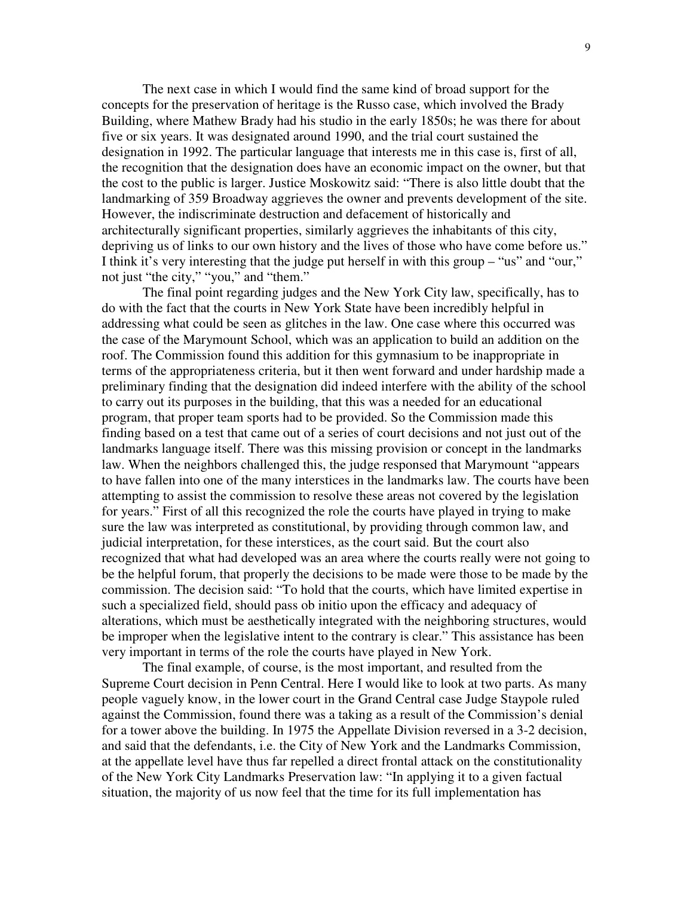The next case in which I would find the same kind of broad support for the concepts for the preservation of heritage is the Russo case, which involved the Brady Building, where Mathew Brady had his studio in the early 1850s; he was there for about five or six years. It was designated around 1990, and the trial court sustained the designation in 1992. The particular language that interests me in this case is, first of all, the recognition that the designation does have an economic impact on the owner, but that the cost to the public is larger. Justice Moskowitz said: "There is also little doubt that the landmarking of 359 Broadway aggrieves the owner and prevents development of the site. However, the indiscriminate destruction and defacement of historically and architecturally significant properties, similarly aggrieves the inhabitants of this city, depriving us of links to our own history and the lives of those who have come before us." I think it's very interesting that the judge put herself in with this group – "us" and "our," not just "the city," "you," and "them."

The final point regarding judges and the New York City law, specifically, has to do with the fact that the courts in New York State have been incredibly helpful in addressing what could be seen as glitches in the law. One case where this occurred was the case of the Marymount School, which was an application to build an addition on the roof. The Commission found this addition for this gymnasium to be inappropriate in terms of the appropriateness criteria, but it then went forward and under hardship made a preliminary finding that the designation did indeed interfere with the ability of the school to carry out its purposes in the building, that this was a needed for an educational program, that proper team sports had to be provided. So the Commission made this finding based on a test that came out of a series of court decisions and not just out of the landmarks language itself. There was this missing provision or concept in the landmarks law. When the neighbors challenged this, the judge responsed that Marymount "appears to have fallen into one of the many interstices in the landmarks law. The courts have been attempting to assist the commission to resolve these areas not covered by the legislation for years." First of all this recognized the role the courts have played in trying to make sure the law was interpreted as constitutional, by providing through common law, and judicial interpretation, for these interstices, as the court said. But the court also recognized that what had developed was an area where the courts really were not going to be the helpful forum, that properly the decisions to be made were those to be made by the commission. The decision said: "To hold that the courts, which have limited expertise in such a specialized field, should pass ob initio upon the efficacy and adequacy of alterations, which must be aesthetically integrated with the neighboring structures, would be improper when the legislative intent to the contrary is clear." This assistance has been very important in terms of the role the courts have played in New York.

The final example, of course, is the most important, and resulted from the Supreme Court decision in Penn Central. Here I would like to look at two parts. As many people vaguely know, in the lower court in the Grand Central case Judge Staypole ruled against the Commission, found there was a taking as a result of the Commission's denial for a tower above the building. In 1975 the Appellate Division reversed in a 3-2 decision, and said that the defendants, i.e. the City of New York and the Landmarks Commission, at the appellate level have thus far repelled a direct frontal attack on the constitutionality of the New York City Landmarks Preservation law: "In applying it to a given factual situation, the majority of us now feel that the time for its full implementation has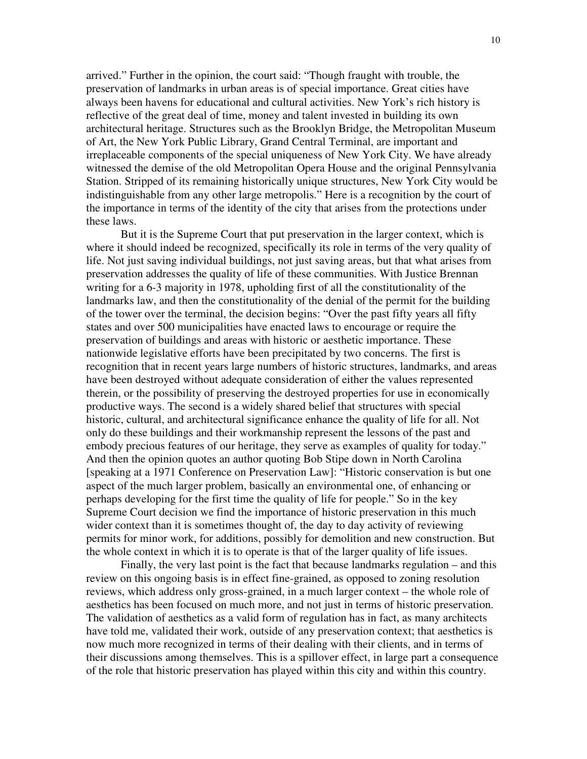arrived." Further in the opinion, the court said: "Though fraught with trouble, the preservation of landmarks in urban areas is of special importance. Great cities have always been havens for educational and cultural activities. New York's rich history is reflective of the great deal of time, money and talent invested in building its own architectural heritage. Structures such as the Brooklyn Bridge, the Metropolitan Museum of Art, the New York Public Library, Grand Central Terminal, are important and irreplaceable components of the special uniqueness of New York City. We have already witnessed the demise of the old Metropolitan Opera House and the original Pennsylvania Station. Stripped of its remaining historically unique structures, New York City would be indistinguishable from any other large metropolis." Here is a recognition by the court of the importance in terms of the identity of the city that arises from the protections under these laws.

But it is the Supreme Court that put preservation in the larger context, which is where it should indeed be recognized, specifically its role in terms of the very quality of life. Not just saving individual buildings, not just saving areas, but that what arises from preservation addresses the quality of life of these communities. With Justice Brennan writing for a 6-3 majority in 1978, upholding first of all the constitutionality of the landmarks law, and then the constitutionality of the denial of the permit for the building of the tower over the terminal, the decision begins: "Over the past fifty years all fifty states and over 500 municipalities have enacted laws to encourage or require the preservation of buildings and areas with historic or aesthetic importance. These nationwide legislative efforts have been precipitated by two concerns. The first is recognition that in recent years large numbers of historic structures, landmarks, and areas have been destroyed without adequate consideration of either the values represented therein, or the possibility of preserving the destroyed properties for use in economically productive ways. The second is a widely shared belief that structures with special historic, cultural, and architectural significance enhance the quality of life for all. Not only do these buildings and their workmanship represent the lessons of the past and embody precious features of our heritage, they serve as examples of quality for today." And then the opinion quotes an author quoting Bob Stipe down in North Carolina [speaking at a 1971 Conference on Preservation Law]: "Historic conservation is but one aspect of the much larger problem, basically an environmental one, of enhancing or perhaps developing for the first time the quality of life for people." So in the key Supreme Court decision we find the importance of historic preservation in this much wider context than it is sometimes thought of, the day to day activity of reviewing permits for minor work, for additions, possibly for demolition and new construction. But the whole context in which it is to operate is that of the larger quality of life issues.

Finally, the very last point is the fact that because landmarks regulation – and this review on this ongoing basis is in effect fine-grained, as opposed to zoning resolution reviews, which address only gross-grained, in a much larger context – the whole role of aesthetics has been focused on much more, and not just in terms of historic preservation. The validation of aesthetics as a valid form of regulation has in fact, as many architects have told me, validated their work, outside of any preservation context; that aesthetics is now much more recognized in terms of their dealing with their clients, and in terms of their discussions among themselves. This is a spillover effect, in large part a consequence of the role that historic preservation has played within this city and within this country.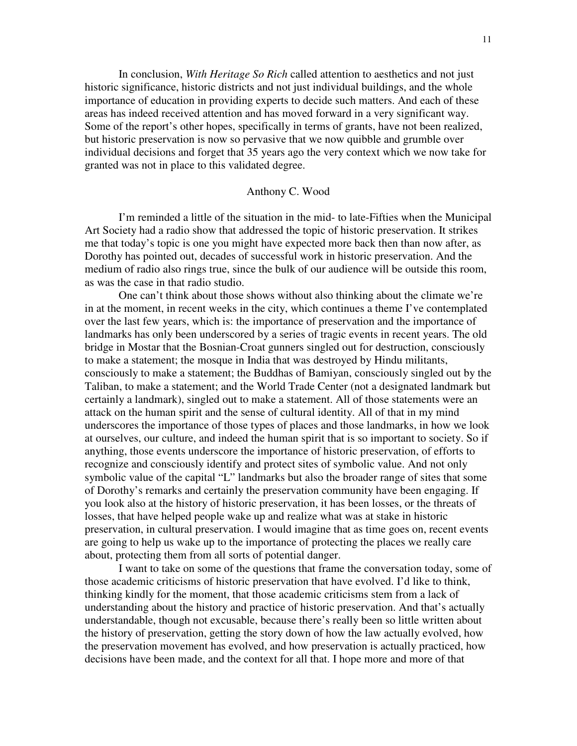In conclusion, *With Heritage So Rich* called attention to aesthetics and not just historic significance, historic districts and not just individual buildings, and the whole importance of education in providing experts to decide such matters. And each of these areas has indeed received attention and has moved forward in a very significant way. Some of the report's other hopes, specifically in terms of grants, have not been realized, but historic preservation is now so pervasive that we now quibble and grumble over individual decisions and forget that 35 years ago the very context which we now take for granted was not in place to this validated degree.

## Anthony C. Wood

I'm reminded a little of the situation in the mid- to late-Fifties when the Municipal Art Society had a radio show that addressed the topic of historic preservation. It strikes me that today's topic is one you might have expected more back then than now after, as Dorothy has pointed out, decades of successful work in historic preservation. And the medium of radio also rings true, since the bulk of our audience will be outside this room, as was the case in that radio studio.

One can't think about those shows without also thinking about the climate we're in at the moment, in recent weeks in the city, which continues a theme I've contemplated over the last few years, which is: the importance of preservation and the importance of landmarks has only been underscored by a series of tragic events in recent years. The old bridge in Mostar that the Bosnian-Croat gunners singled out for destruction, consciously to make a statement; the mosque in India that was destroyed by Hindu militants, consciously to make a statement; the Buddhas of Bamiyan, consciously singled out by the Taliban, to make a statement; and the World Trade Center (not a designated landmark but certainly a landmark), singled out to make a statement. All of those statements were an attack on the human spirit and the sense of cultural identity. All of that in my mind underscores the importance of those types of places and those landmarks, in how we look at ourselves, our culture, and indeed the human spirit that is so important to society. So if anything, those events underscore the importance of historic preservation, of efforts to recognize and consciously identify and protect sites of symbolic value. And not only symbolic value of the capital "L" landmarks but also the broader range of sites that some of Dorothy's remarks and certainly the preservation community have been engaging. If you look also at the history of historic preservation, it has been losses, or the threats of losses, that have helped people wake up and realize what was at stake in historic preservation, in cultural preservation. I would imagine that as time goes on, recent events are going to help us wake up to the importance of protecting the places we really care about, protecting them from all sorts of potential danger.

I want to take on some of the questions that frame the conversation today, some of those academic criticisms of historic preservation that have evolved. I'd like to think, thinking kindly for the moment, that those academic criticisms stem from a lack of understanding about the history and practice of historic preservation. And that's actually understandable, though not excusable, because there's really been so little written about the history of preservation, getting the story down of how the law actually evolved, how the preservation movement has evolved, and how preservation is actually practiced, how decisions have been made, and the context for all that. I hope more and more of that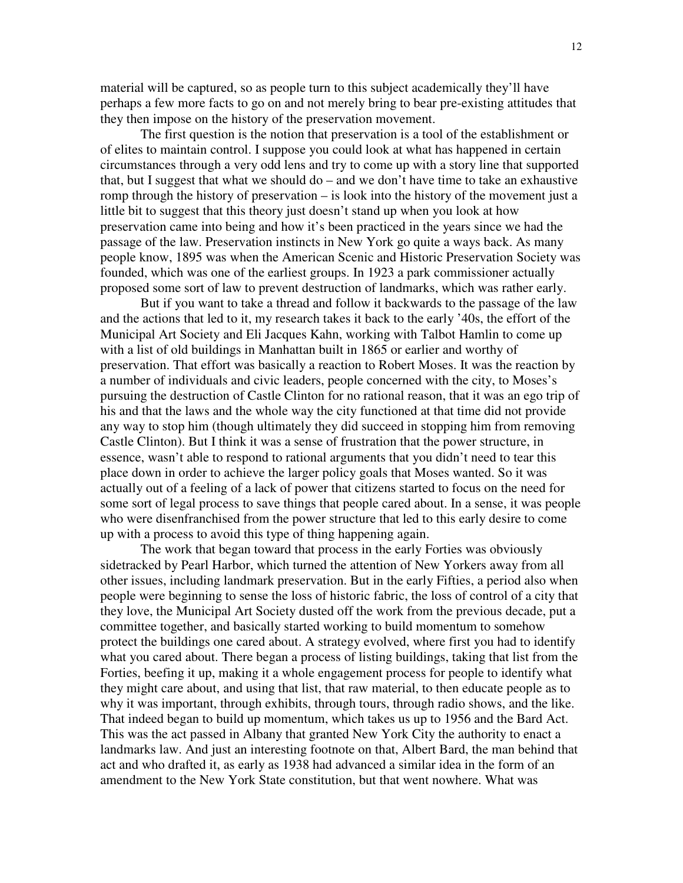material will be captured, so as people turn to this subject academically they'll have perhaps a few more facts to go on and not merely bring to bear pre-existing attitudes that they then impose on the history of the preservation movement.

The first question is the notion that preservation is a tool of the establishment or of elites to maintain control. I suppose you could look at what has happened in certain circumstances through a very odd lens and try to come up with a story line that supported that, but I suggest that what we should do – and we don't have time to take an exhaustive romp through the history of preservation – is look into the history of the movement just a little bit to suggest that this theory just doesn't stand up when you look at how preservation came into being and how it's been practiced in the years since we had the passage of the law. Preservation instincts in New York go quite a ways back. As many people know, 1895 was when the American Scenic and Historic Preservation Society was founded, which was one of the earliest groups. In 1923 a park commissioner actually proposed some sort of law to prevent destruction of landmarks, which was rather early.

But if you want to take a thread and follow it backwards to the passage of the law and the actions that led to it, my research takes it back to the early '40s, the effort of the Municipal Art Society and Eli Jacques Kahn, working with Talbot Hamlin to come up with a list of old buildings in Manhattan built in 1865 or earlier and worthy of preservation. That effort was basically a reaction to Robert Moses. It was the reaction by a number of individuals and civic leaders, people concerned with the city, to Moses's pursuing the destruction of Castle Clinton for no rational reason, that it was an ego trip of his and that the laws and the whole way the city functioned at that time did not provide any way to stop him (though ultimately they did succeed in stopping him from removing Castle Clinton). But I think it was a sense of frustration that the power structure, in essence, wasn't able to respond to rational arguments that you didn't need to tear this place down in order to achieve the larger policy goals that Moses wanted. So it was actually out of a feeling of a lack of power that citizens started to focus on the need for some sort of legal process to save things that people cared about. In a sense, it was people who were disenfranchised from the power structure that led to this early desire to come up with a process to avoid this type of thing happening again.

The work that began toward that process in the early Forties was obviously sidetracked by Pearl Harbor, which turned the attention of New Yorkers away from all other issues, including landmark preservation. But in the early Fifties, a period also when people were beginning to sense the loss of historic fabric, the loss of control of a city that they love, the Municipal Art Society dusted off the work from the previous decade, put a committee together, and basically started working to build momentum to somehow protect the buildings one cared about. A strategy evolved, where first you had to identify what you cared about. There began a process of listing buildings, taking that list from the Forties, beefing it up, making it a whole engagement process for people to identify what they might care about, and using that list, that raw material, to then educate people as to why it was important, through exhibits, through tours, through radio shows, and the like. That indeed began to build up momentum, which takes us up to 1956 and the Bard Act. This was the act passed in Albany that granted New York City the authority to enact a landmarks law. And just an interesting footnote on that, Albert Bard, the man behind that act and who drafted it, as early as 1938 had advanced a similar idea in the form of an amendment to the New York State constitution, but that went nowhere. What was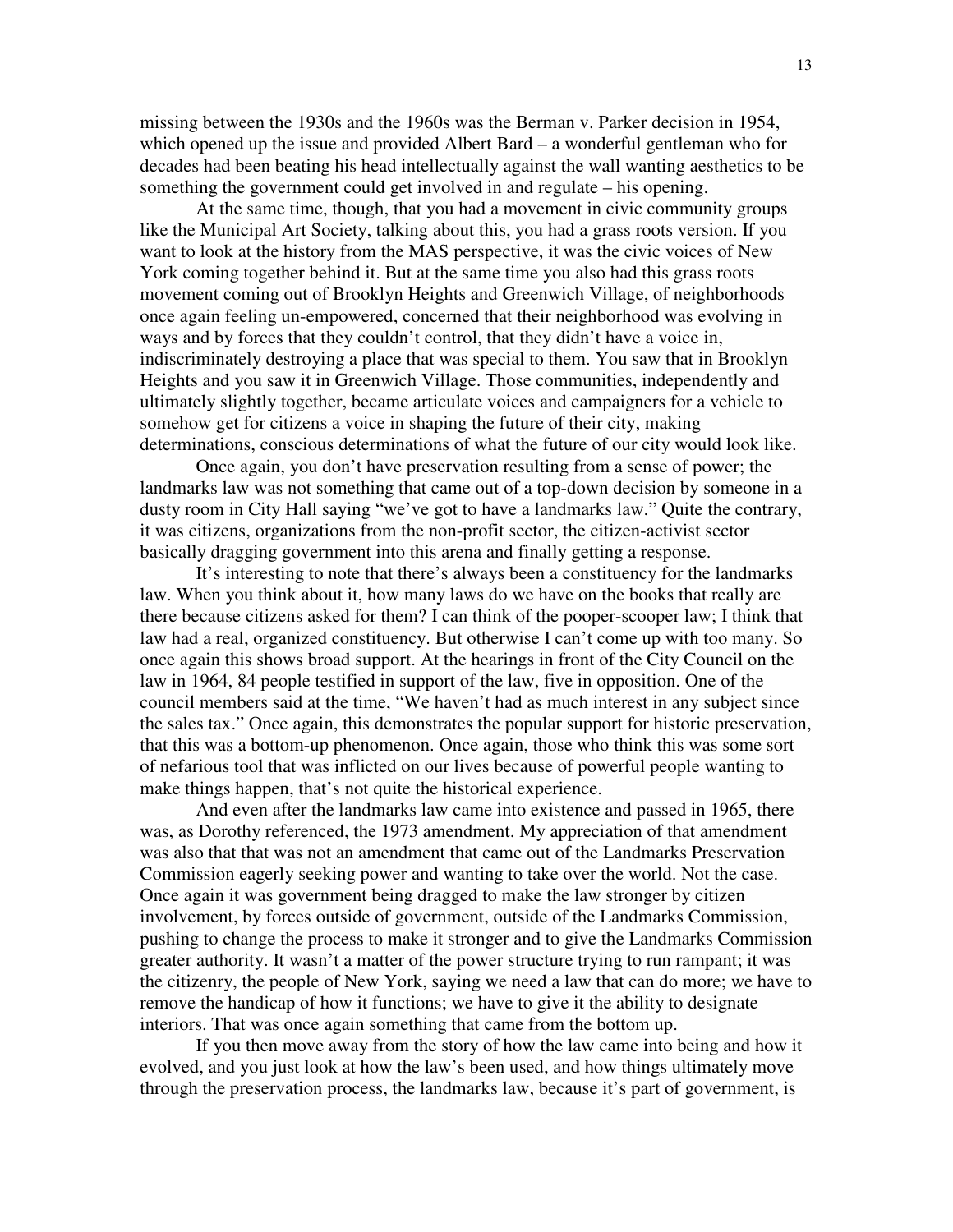missing between the 1930s and the 1960s was the Berman v. Parker decision in 1954, which opened up the issue and provided Albert Bard – a wonderful gentleman who for decades had been beating his head intellectually against the wall wanting aesthetics to be something the government could get involved in and regulate – his opening.

At the same time, though, that you had a movement in civic community groups like the Municipal Art Society, talking about this, you had a grass roots version. If you want to look at the history from the MAS perspective, it was the civic voices of New York coming together behind it. But at the same time you also had this grass roots movement coming out of Brooklyn Heights and Greenwich Village, of neighborhoods once again feeling un-empowered, concerned that their neighborhood was evolving in ways and by forces that they couldn't control, that they didn't have a voice in, indiscriminately destroying a place that was special to them. You saw that in Brooklyn Heights and you saw it in Greenwich Village. Those communities, independently and ultimately slightly together, became articulate voices and campaigners for a vehicle to somehow get for citizens a voice in shaping the future of their city, making determinations, conscious determinations of what the future of our city would look like.

Once again, you don't have preservation resulting from a sense of power; the landmarks law was not something that came out of a top-down decision by someone in a dusty room in City Hall saying "we've got to have a landmarks law." Quite the contrary, it was citizens, organizations from the non-profit sector, the citizen-activist sector basically dragging government into this arena and finally getting a response.

It's interesting to note that there's always been a constituency for the landmarks law. When you think about it, how many laws do we have on the books that really are there because citizens asked for them? I can think of the pooper-scooper law; I think that law had a real, organized constituency. But otherwise I can't come up with too many. So once again this shows broad support. At the hearings in front of the City Council on the law in 1964, 84 people testified in support of the law, five in opposition. One of the council members said at the time, "We haven't had as much interest in any subject since the sales tax." Once again, this demonstrates the popular support for historic preservation, that this was a bottom-up phenomenon. Once again, those who think this was some sort of nefarious tool that was inflicted on our lives because of powerful people wanting to make things happen, that's not quite the historical experience.

And even after the landmarks law came into existence and passed in 1965, there was, as Dorothy referenced, the 1973 amendment. My appreciation of that amendment was also that that was not an amendment that came out of the Landmarks Preservation Commission eagerly seeking power and wanting to take over the world. Not the case. Once again it was government being dragged to make the law stronger by citizen involvement, by forces outside of government, outside of the Landmarks Commission, pushing to change the process to make it stronger and to give the Landmarks Commission greater authority. It wasn't a matter of the power structure trying to run rampant; it was the citizenry, the people of New York, saying we need a law that can do more; we have to remove the handicap of how it functions; we have to give it the ability to designate interiors. That was once again something that came from the bottom up.

If you then move away from the story of how the law came into being and how it evolved, and you just look at how the law's been used, and how things ultimately move through the preservation process, the landmarks law, because it's part of government, is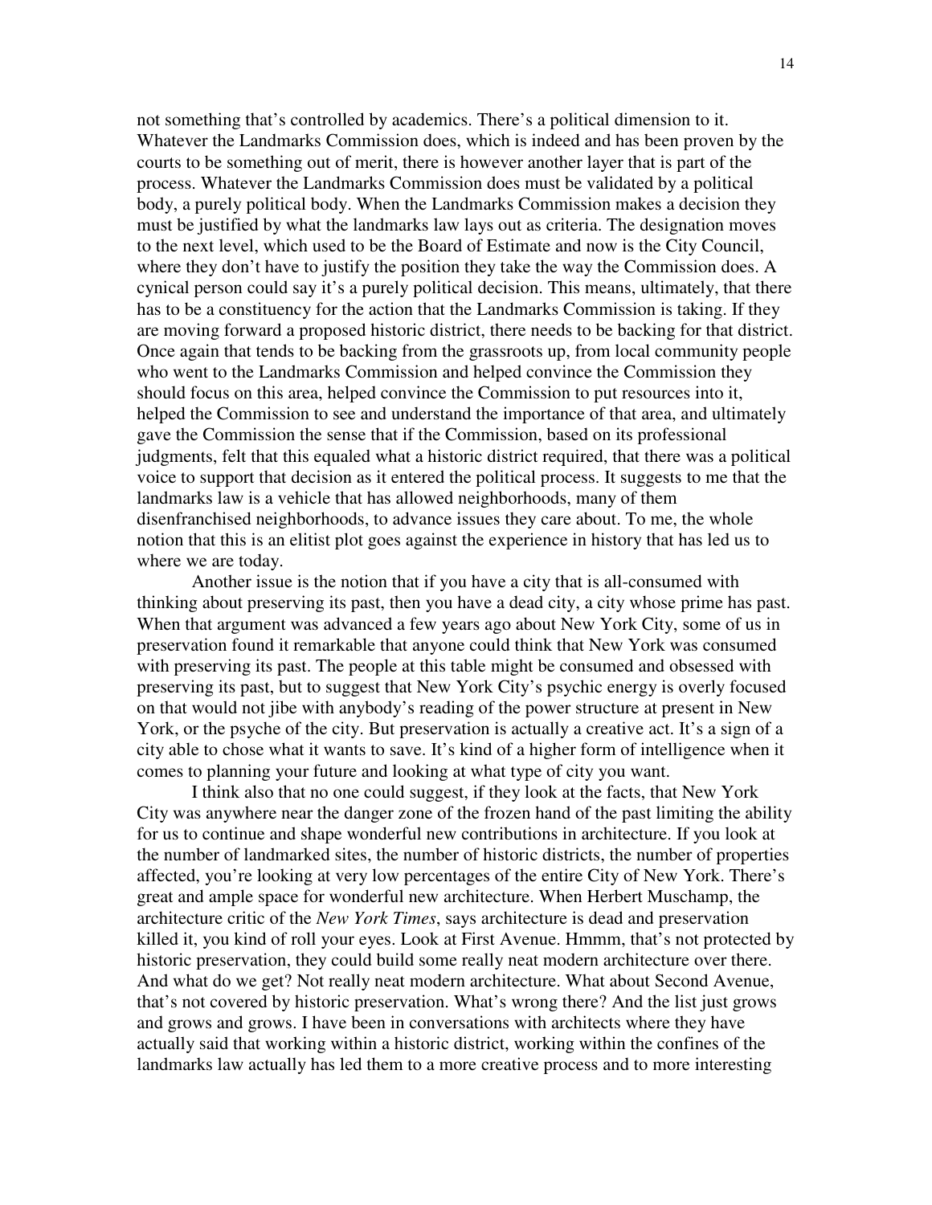not something that's controlled by academics. There's a political dimension to it. Whatever the Landmarks Commission does, which is indeed and has been proven by the courts to be something out of merit, there is however another layer that is part of the process. Whatever the Landmarks Commission does must be validated by a political body, a purely political body. When the Landmarks Commission makes a decision they must be justified by what the landmarks law lays out as criteria. The designation moves to the next level, which used to be the Board of Estimate and now is the City Council, where they don't have to justify the position they take the way the Commission does. A cynical person could say it's a purely political decision. This means, ultimately, that there has to be a constituency for the action that the Landmarks Commission is taking. If they are moving forward a proposed historic district, there needs to be backing for that district. Once again that tends to be backing from the grassroots up, from local community people who went to the Landmarks Commission and helped convince the Commission they should focus on this area, helped convince the Commission to put resources into it, helped the Commission to see and understand the importance of that area, and ultimately gave the Commission the sense that if the Commission, based on its professional judgments, felt that this equaled what a historic district required, that there was a political voice to support that decision as it entered the political process. It suggests to me that the landmarks law is a vehicle that has allowed neighborhoods, many of them disenfranchised neighborhoods, to advance issues they care about. To me, the whole notion that this is an elitist plot goes against the experience in history that has led us to where we are today.

Another issue is the notion that if you have a city that is all-consumed with thinking about preserving its past, then you have a dead city, a city whose prime has past. When that argument was advanced a few years ago about New York City, some of us in preservation found it remarkable that anyone could think that New York was consumed with preserving its past. The people at this table might be consumed and obsessed with preserving its past, but to suggest that New York City's psychic energy is overly focused on that would not jibe with anybody's reading of the power structure at present in New York, or the psyche of the city. But preservation is actually a creative act. It's a sign of a city able to chose what it wants to save. It's kind of a higher form of intelligence when it comes to planning your future and looking at what type of city you want.

I think also that no one could suggest, if they look at the facts, that New York City was anywhere near the danger zone of the frozen hand of the past limiting the ability for us to continue and shape wonderful new contributions in architecture. If you look at the number of landmarked sites, the number of historic districts, the number of properties affected, you're looking at very low percentages of the entire City of New York. There's great and ample space for wonderful new architecture. When Herbert Muschamp, the architecture critic of the *New York Times*, says architecture is dead and preservation killed it, you kind of roll your eyes. Look at First Avenue. Hmmm, that's not protected by historic preservation, they could build some really neat modern architecture over there. And what do we get? Not really neat modern architecture. What about Second Avenue, that's not covered by historic preservation. What's wrong there? And the list just grows and grows and grows. I have been in conversations with architects where they have actually said that working within a historic district, working within the confines of the landmarks law actually has led them to a more creative process and to more interesting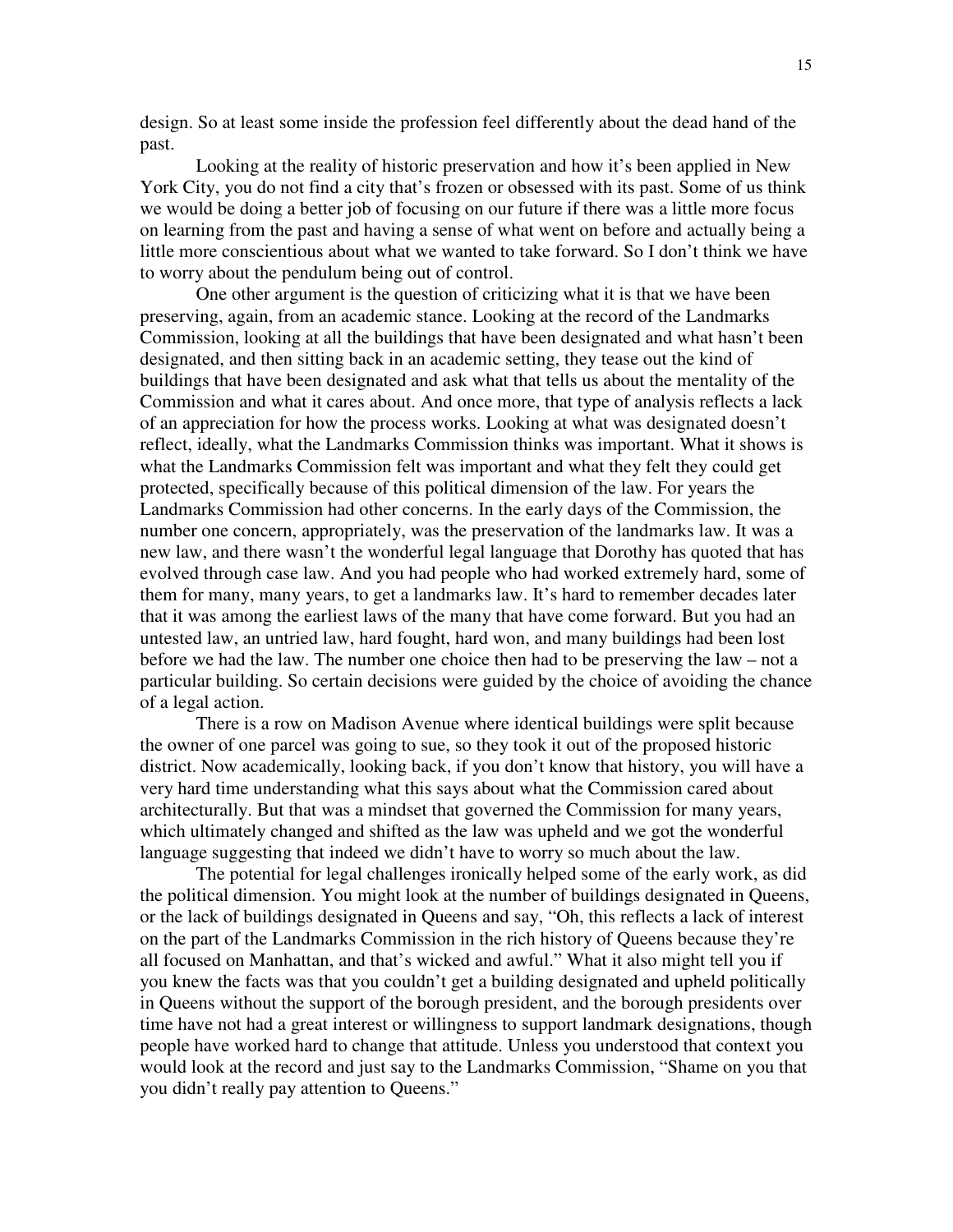design. So at least some inside the profession feel differently about the dead hand of the past.

Looking at the reality of historic preservation and how it's been applied in New York City, you do not find a city that's frozen or obsessed with its past. Some of us think we would be doing a better job of focusing on our future if there was a little more focus on learning from the past and having a sense of what went on before and actually being a little more conscientious about what we wanted to take forward. So I don't think we have to worry about the pendulum being out of control.

One other argument is the question of criticizing what it is that we have been preserving, again, from an academic stance. Looking at the record of the Landmarks Commission, looking at all the buildings that have been designated and what hasn't been designated, and then sitting back in an academic setting, they tease out the kind of buildings that have been designated and ask what that tells us about the mentality of the Commission and what it cares about. And once more, that type of analysis reflects a lack of an appreciation for how the process works. Looking at what was designated doesn't reflect, ideally, what the Landmarks Commission thinks was important. What it shows is what the Landmarks Commission felt was important and what they felt they could get protected, specifically because of this political dimension of the law. For years the Landmarks Commission had other concerns. In the early days of the Commission, the number one concern, appropriately, was the preservation of the landmarks law. It was a new law, and there wasn't the wonderful legal language that Dorothy has quoted that has evolved through case law. And you had people who had worked extremely hard, some of them for many, many years, to get a landmarks law. It's hard to remember decades later that it was among the earliest laws of the many that have come forward. But you had an untested law, an untried law, hard fought, hard won, and many buildings had been lost before we had the law. The number one choice then had to be preserving the law – not a particular building. So certain decisions were guided by the choice of avoiding the chance of a legal action.

There is a row on Madison Avenue where identical buildings were split because the owner of one parcel was going to sue, so they took it out of the proposed historic district. Now academically, looking back, if you don't know that history, you will have a very hard time understanding what this says about what the Commission cared about architecturally. But that was a mindset that governed the Commission for many years, which ultimately changed and shifted as the law was upheld and we got the wonderful language suggesting that indeed we didn't have to worry so much about the law.

The potential for legal challenges ironically helped some of the early work, as did the political dimension. You might look at the number of buildings designated in Queens, or the lack of buildings designated in Queens and say, "Oh, this reflects a lack of interest on the part of the Landmarks Commission in the rich history of Queens because they're all focused on Manhattan, and that's wicked and awful." What it also might tell you if you knew the facts was that you couldn't get a building designated and upheld politically in Queens without the support of the borough president, and the borough presidents over time have not had a great interest or willingness to support landmark designations, though people have worked hard to change that attitude. Unless you understood that context you would look at the record and just say to the Landmarks Commission, "Shame on you that you didn't really pay attention to Queens."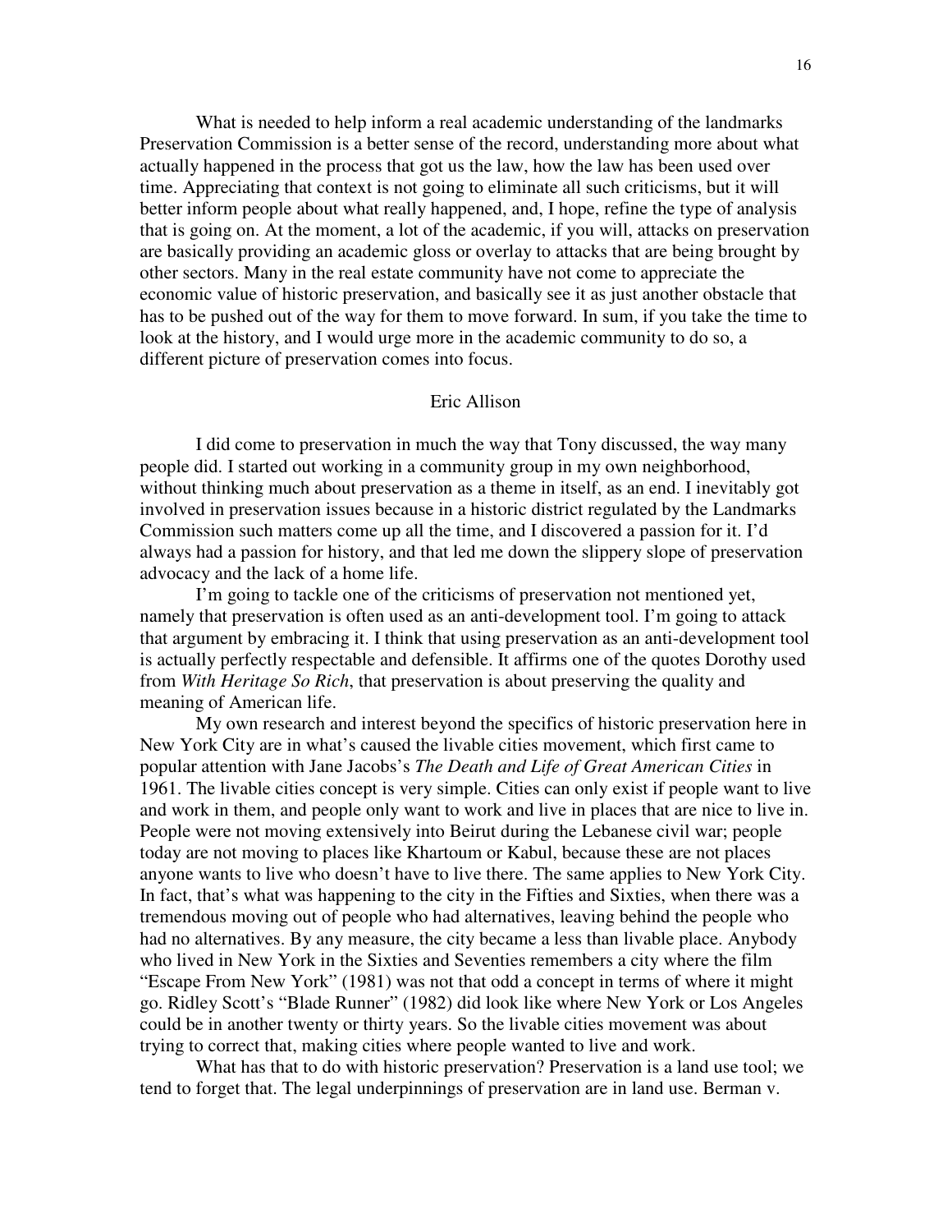What is needed to help inform a real academic understanding of the landmarks Preservation Commission is a better sense of the record, understanding more about what actually happened in the process that got us the law, how the law has been used over time. Appreciating that context is not going to eliminate all such criticisms, but it will better inform people about what really happened, and, I hope, refine the type of analysis that is going on. At the moment, a lot of the academic, if you will, attacks on preservation are basically providing an academic gloss or overlay to attacks that are being brought by other sectors. Many in the real estate community have not come to appreciate the economic value of historic preservation, and basically see it as just another obstacle that has to be pushed out of the way for them to move forward. In sum, if you take the time to look at the history, and I would urge more in the academic community to do so, a different picture of preservation comes into focus.

## Eric Allison

I did come to preservation in much the way that Tony discussed, the way many people did. I started out working in a community group in my own neighborhood, without thinking much about preservation as a theme in itself, as an end. I inevitably got involved in preservation issues because in a historic district regulated by the Landmarks Commission such matters come up all the time, and I discovered a passion for it. I'd always had a passion for history, and that led me down the slippery slope of preservation advocacy and the lack of a home life.

I'm going to tackle one of the criticisms of preservation not mentioned yet, namely that preservation is often used as an anti-development tool. I'm going to attack that argument by embracing it. I think that using preservation as an anti-development tool is actually perfectly respectable and defensible. It affirms one of the quotes Dorothy used from *With Heritage So Rich*, that preservation is about preserving the quality and meaning of American life.

My own research and interest beyond the specifics of historic preservation here in New York City are in what's caused the livable cities movement, which first came to popular attention with Jane Jacobs's *The Death and Life of Great American Cities* in 1961. The livable cities concept is very simple. Cities can only exist if people want to live and work in them, and people only want to work and live in places that are nice to live in. People were not moving extensively into Beirut during the Lebanese civil war; people today are not moving to places like Khartoum or Kabul, because these are not places anyone wants to live who doesn't have to live there. The same applies to New York City. In fact, that's what was happening to the city in the Fifties and Sixties, when there was a tremendous moving out of people who had alternatives, leaving behind the people who had no alternatives. By any measure, the city became a less than livable place. Anybody who lived in New York in the Sixties and Seventies remembers a city where the film "Escape From New York" (1981) was not that odd a concept in terms of where it might go. Ridley Scott's "Blade Runner" (1982) did look like where New York or Los Angeles could be in another twenty or thirty years. So the livable cities movement was about trying to correct that, making cities where people wanted to live and work.

What has that to do with historic preservation? Preservation is a land use tool; we tend to forget that. The legal underpinnings of preservation are in land use. Berman v.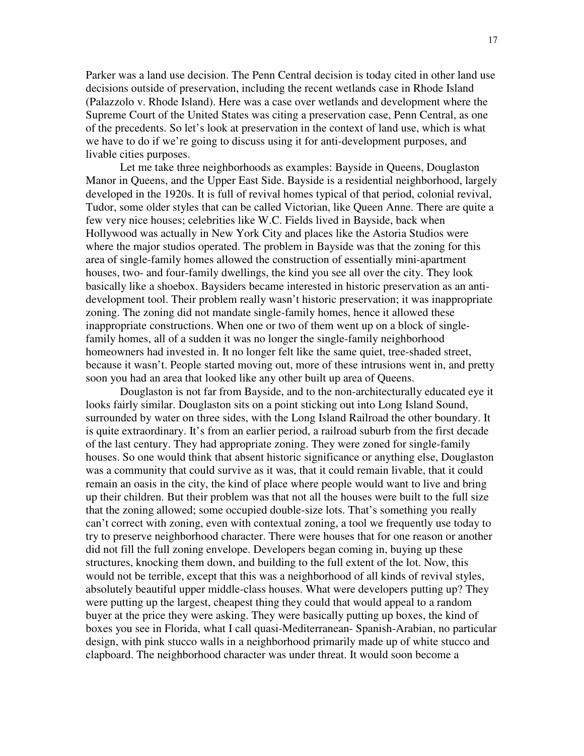Parker was a land use decision. The Penn Central decision is today cited in other land use decisions outside of preservation, including the recent wetlands case in Rhode Island (Palazzolo v. Rhode Island). Here was a case over wetlands and development where the Supreme Court of the United States was citing a preservation case, Penn Central, as one of the precedents. So let's look at preservation in the context of land use, which is what we have to do if we're going to discuss using it for anti-development purposes, and livable cities purposes.

Let me take three neighborhoods as examples: Bayside in Queens, Douglaston Manor in Queens, and the Upper East Side. Bayside is a residential neighborhood, largely developed in the 1920s. It is full of revival homes typical of that period, colonial revival, Tudor, some older styles that can be called Victorian, like Queen Anne. There are quite a few very nice houses; celebrities like W.C. Fields lived in Bayside, back when Hollywood was actually in New York City and places like the Astoria Studios were where the major studios operated. The problem in Bayside was that the zoning for this area of single-family homes allowed the construction of essentially mini-apartment houses, two- and four-family dwellings, the kind you see all over the city. They look basically like a shoebox. Baysiders became interested in historic preservation as an anti-development tool. Their problem really wasn't historic preservation; it was inappropriate zoning. The zoning did not mandate single-family homes, hence it allowed these inappropriate constructions. When one or two of them went up on a block of single-family homes, all of a sudden it was no longer the single-family neighborhood homeowners had invested in. It no longer felt like the same quiet, tree-shaded street, because it wasn't. People started moving out, more of these intrusions went in, and pretty soon you had an area that looked like any other built up area of Queens.

Douglaston is not far from Bayside, and to the non-architecturally educated eye it looks fairly similar. Douglaston sits on a point sticking out into Long Island Sound, surrounded by water on three sides, with the Long Island Railroad the other boundary. It is quite extraordinary. It's from an earlier period, a railroad suburb from the first decade of the last century. They had appropriate zoning. They were zoned for single-family houses. So one would think that absent historic significance or anything else, Douglaston was a community that could survive as it was, that it could remain livable, that it could remain an oasis in the city, the kind of place where people would want to live and bring up their children. But their problem was that not all the houses were built to the full size that the zoning allowed; some occupied double-size lots. That's something you really can't correct with zoning, even with contextual zoning, a tool we frequently use today to try to preserve neighborhood character. There were houses that for one reason or another did not fill the full zoning envelope. Developers began coming in, buying up these structures, knocking them down, and building to the full extent of the lot. Now, this would not be terrible, except that this was a neighborhood of all kinds of revival styles, absolutely beautiful upper middle-class houses. What were developers putting up? They were putting up the largest, cheapest thing they could that would appeal to a random buyer at the price they were asking. They were basically putting up boxes, the kind of boxes you see in Florida, what I call quasi-Mediterranean- Spanish-Arabian, no particular design, with pink stucco walls in a neighborhood primarily made up of white stucco and clapboard. The neighborhood character was under threat. It would soon become a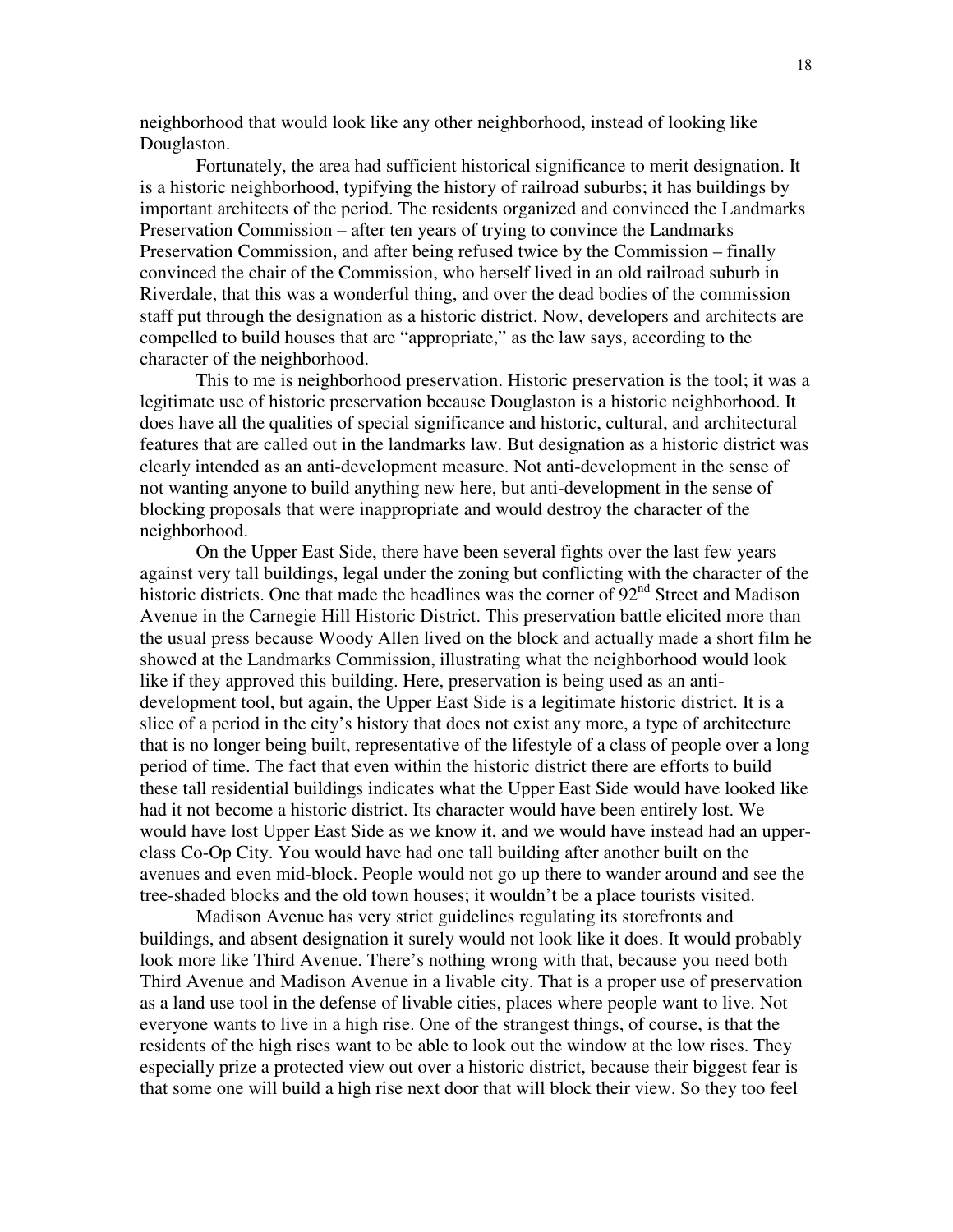neighborhood that would look like any other neighborhood, instead of looking like Douglaston.

Fortunately, the area had sufficient historical significance to merit designation. It is a historic neighborhood, typifying the history of railroad suburbs; it has buildings by important architects of the period. The residents organized and convinced the Landmarks Preservation Commission – after ten years of trying to convince the Landmarks Preservation Commission, and after being refused twice by the Commission – finally convinced the chair of the Commission, who herself lived in an old railroad suburb in Riverdale, that this was a wonderful thing, and over the dead bodies of the commission staff put through the designation as a historic district. Now, developers and architects are compelled to build houses that are "appropriate," as the law says, according to the character of the neighborhood.

This to me is neighborhood preservation. Historic preservation is the tool; it was a legitimate use of historic preservation because Douglaston is a historic neighborhood. It does have all the qualities of special significance and historic, cultural, and architectural features that are called out in the landmarks law. But designation as a historic district was clearly intended as an anti-development measure. Not anti-development in the sense of not wanting anyone to build anything new here, but anti-development in the sense of blocking proposals that were inappropriate and would destroy the character of the neighborhood.

On the Upper East Side, there have been several fights over the last few years against very tall buildings, legal under the zoning but conflicting with the character of the historic districts. One that made the headlines was the corner of 92nd Street and Madison Avenue in the Carnegie Hill Historic District. This preservation battle elicited more than the usual press because Woody Allen lived on the block and actually made a short film he showed at the Landmarks Commission, illustrating what the neighborhood would look like if they approved this building. Here, preservation is being used as an anti-development tool, but again, the Upper East Side is a legitimate historic district. It is a slice of a period in the city's history that does not exist any more, a type of architecture that is no longer being built, representative of the lifestyle of a class of people over a long period of time. The fact that even within the historic district there are efforts to build these tall residential buildings indicates what the Upper East Side would have looked like had it not become a historic district. Its character would have been entirely lost. We would have lost Upper East Side as we know it, and we would have instead had an upper-class Co-Op City. You would have had one tall building after another built on the avenues and even mid-block. People would not go up there to wander around and see the tree-shaded blocks and the old town houses; it wouldn't be a place tourists visited.

Madison Avenue has very strict guidelines regulating its storefronts and buildings, and absent designation it surely would not look like it does. It would probably look more like Third Avenue. There's nothing wrong with that, because you need both Third Avenue and Madison Avenue in a livable city. That is a proper use of preservation as a land use tool in the defense of livable cities, places where people want to live. Not everyone wants to live in a high rise. One of the strangest things, of course, is that the residents of the high rises want to be able to look out the window at the low rises. They especially prize a protected view out over a historic district, because their biggest fear is that some one will build a high rise next door that will block their view. So they too feel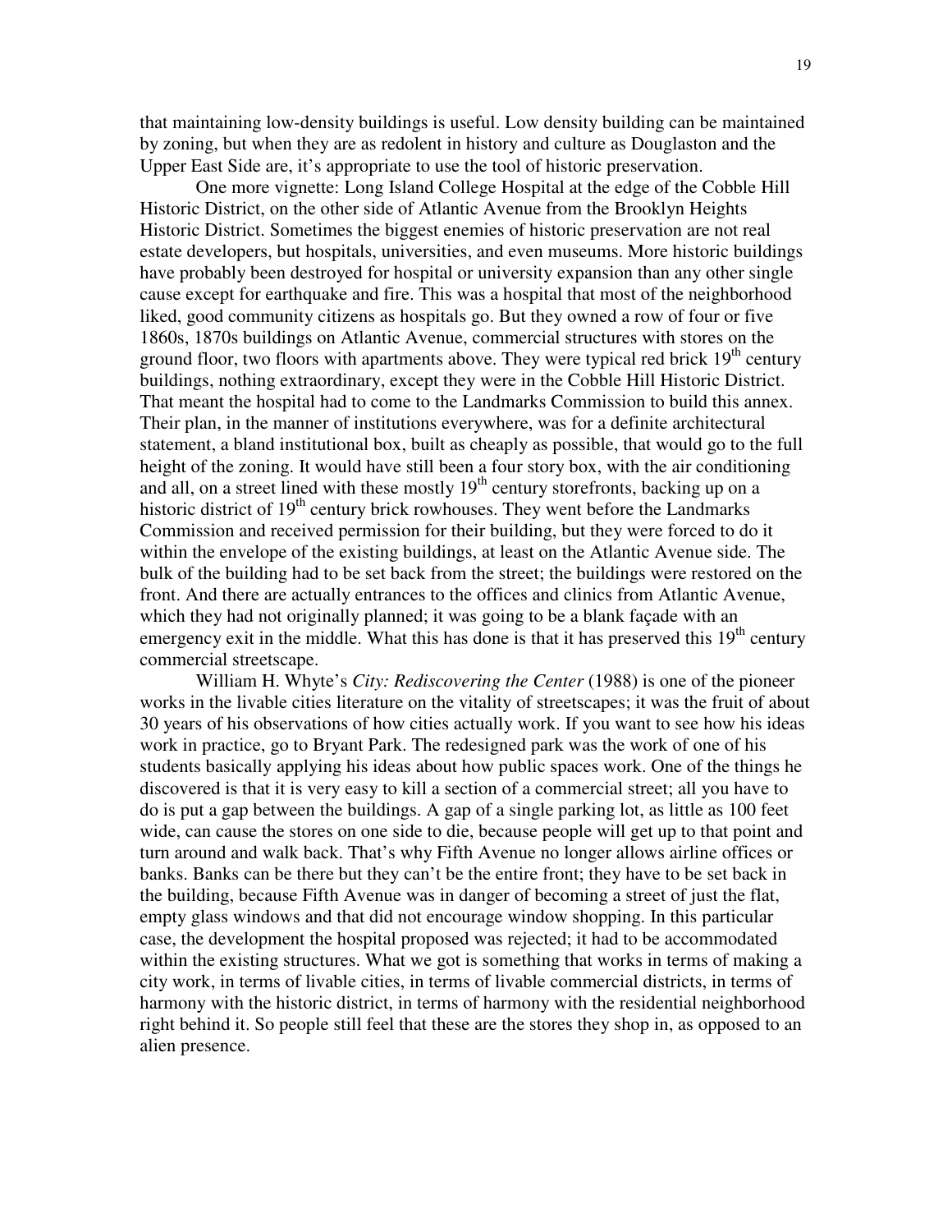that maintaining low-density buildings is useful. Low density building can be maintained by zoning, but when they are as redolent in history and culture as Douglaston and the Upper East Side are, it's appropriate to use the tool of historic preservation.

One more vignette: Long Island College Hospital at the edge of the Cobble Hill Historic District, on the other side of Atlantic Avenue from the Brooklyn Heights Historic District. Sometimes the biggest enemies of historic preservation are not real estate developers, but hospitals, universities, and even museums. More historic buildings have probably been destroyed for hospital or university expansion than any other single cause except for earthquake and fire. This was a hospital that most of the neighborhood liked, good community citizens as hospitals go. But they owned a row of four or five 1860s, 1870s buildings on Atlantic Avenue, commercial structures with stores on the ground floor, two floors with apartments above. They were typical red brick 19th century buildings, nothing extraordinary, except they were in the Cobble Hill Historic District. That meant the hospital had to come to the Landmarks Commission to build this annex. Their plan, in the manner of institutions everywhere, was for a definite architectural statement, a bland institutional box, built as cheaply as possible, that would go to the full height of the zoning. It would have still been a four story box, with the air conditioning and all, on a street lined with these mostly 19th century storefronts, backing up on a historic district of 19th century brick rowhouses. They went before the Landmarks Commission and received permission for their building, but they were forced to do it within the envelope of the existing buildings, at least on the Atlantic Avenue side. The bulk of the building had to be set back from the street; the buildings were restored on the front. And there are actually entrances to the offices and clinics from Atlantic Avenue, which they had not originally planned; it was going to be a blank façade with an emergency exit in the middle. What this has done is that it has preserved this 19th century commercial streetscape.

William H. Whyte's *City: Rediscovering the Center* (1988) is one of the pioneer works in the livable cities literature on the vitality of streetscapes; it was the fruit of about 30 years of his observations of how cities actually work. If you want to see how his ideas work in practice, go to Bryant Park. The redesigned park was the work of one of his students basically applying his ideas about how public spaces work. One of the things he discovered is that it is very easy to kill a section of a commercial street; all you have to do is put a gap between the buildings. A gap of a single parking lot, as little as 100 feet wide, can cause the stores on one side to die, because people will get up to that point and turn around and walk back. That's why Fifth Avenue no longer allows airline offices or banks. Banks can be there but they can't be the entire front; they have to be set back in the building, because Fifth Avenue was in danger of becoming a street of just the flat, empty glass windows and that did not encourage window shopping. In this particular case, the development the hospital proposed was rejected; it had to be accommodated within the existing structures. What we got is something that works in terms of making a city work, in terms of livable cities, in terms of livable commercial districts, in terms of harmony with the historic district, in terms of harmony with the residential neighborhood right behind it. So people still feel that these are the stores they shop in, as opposed to an alien presence.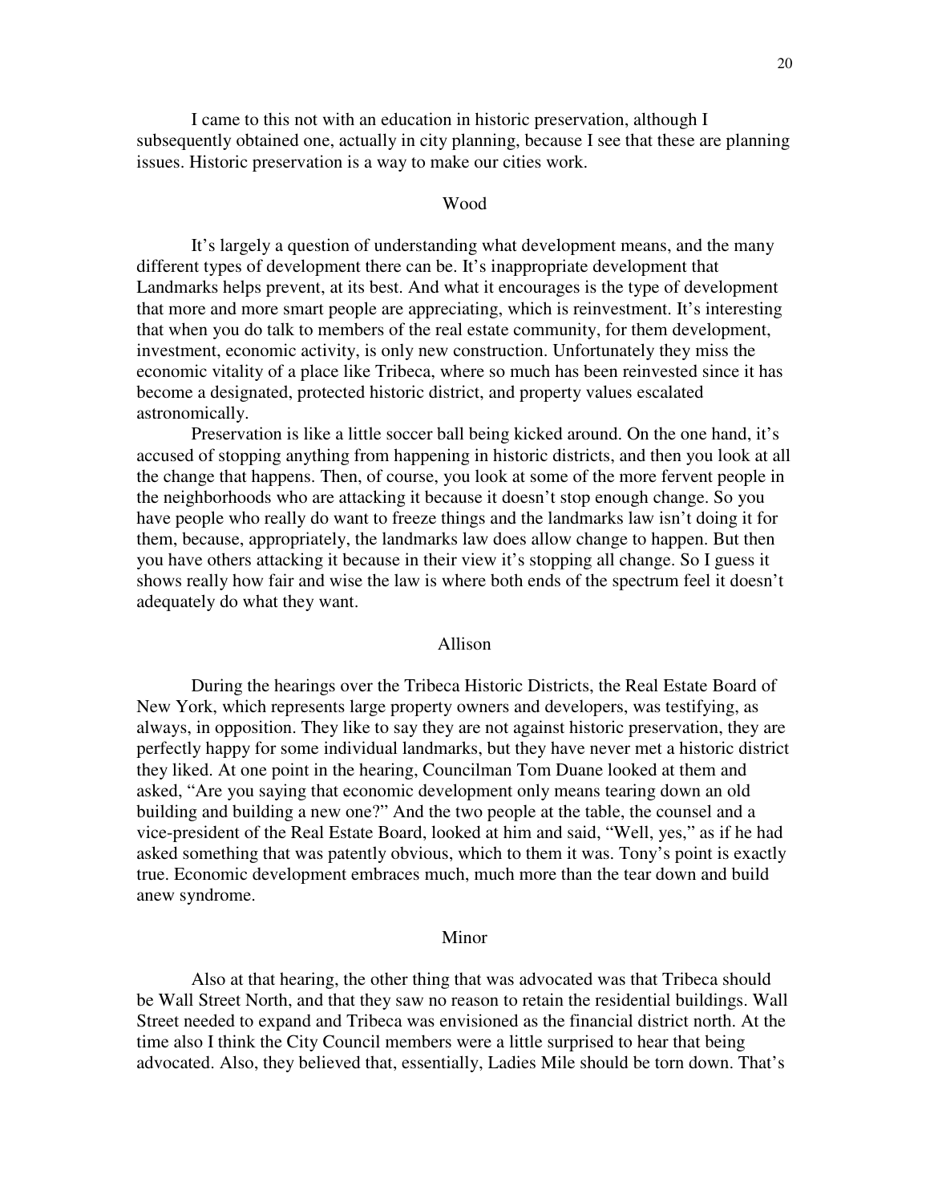I came to this not with an education in historic preservation, although I subsequently obtained one, actually in city planning, because I see that these are planning issues. Historic preservation is a way to make our cities work.

Wood

It's largely a question of understanding what development means, and the many different types of development there can be. It's inappropriate development that Landmarks helps prevent, at its best. And what it encourages is the type of development that more and more smart people are appreciating, which is reinvestment. It's interesting that when you do talk to members of the real estate community, for them development, investment, economic activity, is only new construction. Unfortunately they miss the economic vitality of a place like Tribeca, where so much has been reinvested since it has become a designated, protected historic district, and property values escalated astronomically.

Preservation is like a little soccer ball being kicked around. On the one hand, it's accused of stopping anything from happening in historic districts, and then you look at all the change that happens. Then, of course, you look at some of the more fervent people in the neighborhoods who are attacking it because it doesn't stop enough change. So you have people who really do want to freeze things and the landmarks law isn't doing it for them, because, appropriately, the landmarks law does allow change to happen. But then you have others attacking it because in their view it's stopping all change. So I guess it shows really how fair and wise the law is where both ends of the spectrum feel it doesn't adequately do what they want.

Allison

During the hearings over the Tribeca Historic Districts, the Real Estate Board of New York, which represents large property owners and developers, was testifying, as always, in opposition. They like to say they are not against historic preservation, they are perfectly happy for some individual landmarks, but they have never met a historic district they liked. At one point in the hearing, Councilman Tom Duane looked at them and asked, "Are you saying that economic development only means tearing down an old building and building a new one?" And the two people at the table, the counsel and a vice-president of the Real Estate Board, looked at him and said, "Well, yes," as if he had asked something that was patently obvious, which to them it was. Tony's point is exactly true. Economic development embraces much, much more than the tear down and build anew syndrome.

Minor

Also at that hearing, the other thing that was advocated was that Tribeca should be Wall Street North, and that they saw no reason to retain the residential buildings. Wall Street needed to expand and Tribeca was envisioned as the financial district north. At the time also I think the City Council members were a little surprised to hear that being advocated. Also, they believed that, essentially, Ladies Mile should be torn down. That's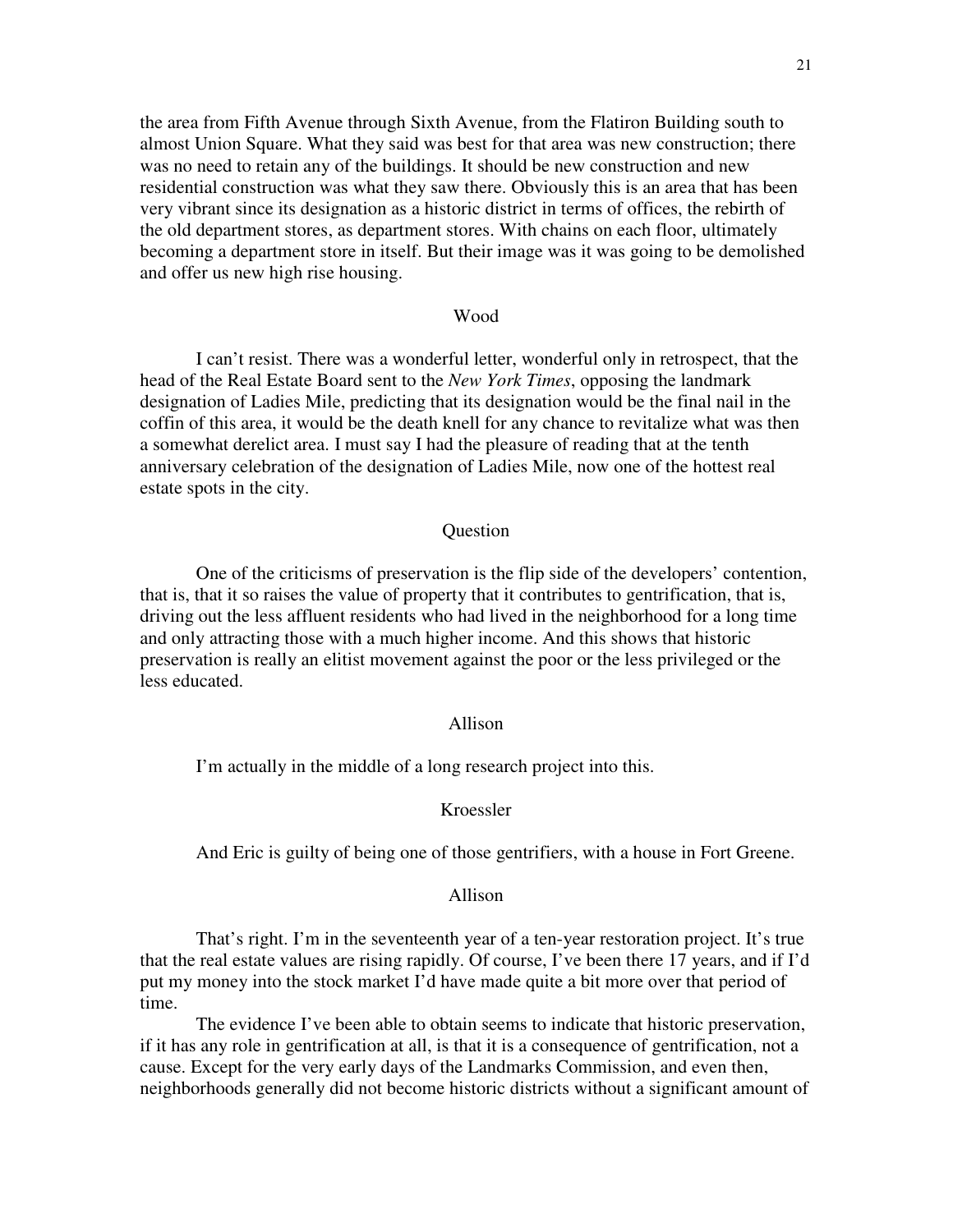the area from Fifth Avenue through Sixth Avenue, from the Flatiron Building south to almost Union Square. What they said was best for that area was new construction; there was no need to retain any of the buildings. It should be new construction and new residential construction was what they saw there. Obviously this is an area that has been very vibrant since its designation as a historic district in terms of offices, the rebirth of the old department stores, as department stores. With chains on each floor, ultimately becoming a department store in itself. But their image was it was going to be demolished and offer us new high rise housing.

Wood

I can't resist. There was a wonderful letter, wonderful only in retrospect, that the head of the Real Estate Board sent to the *New York Times*, opposing the landmark designation of Ladies Mile, predicting that its designation would be the final nail in the coffin of this area, it would be the death knell for any chance to revitalize what was then a somewhat derelict area. I must say I had the pleasure of reading that at the tenth anniversary celebration of the designation of Ladies Mile, now one of the hottest real estate spots in the city.

Question

One of the criticisms of preservation is the flip side of the developers' contention, that is, that it so raises the value of property that it contributes to gentrification, that is, driving out the less affluent residents who had lived in the neighborhood for a long time and only attracting those with a much higher income. And this shows that historic preservation is really an elitist movement against the poor or the less privileged or the less educated.

Allison

I'm actually in the middle of a long research project into this.

Kroessler

And Eric is guilty of being one of those gentrifiers, with a house in Fort Greene.

Allison

That's right. I'm in the seventeenth year of a ten-year restoration project. It's true that the real estate values are rising rapidly. Of course, I've been there 17 years, and if I'd put my money into the stock market I'd have made quite a bit more over that period of time.

The evidence I've been able to obtain seems to indicate that historic preservation, if it has any role in gentrification at all, is that it is a consequence of gentrification, not a cause. Except for the very early days of the Landmarks Commission, and even then, neighborhoods generally did not become historic districts without a significant amount of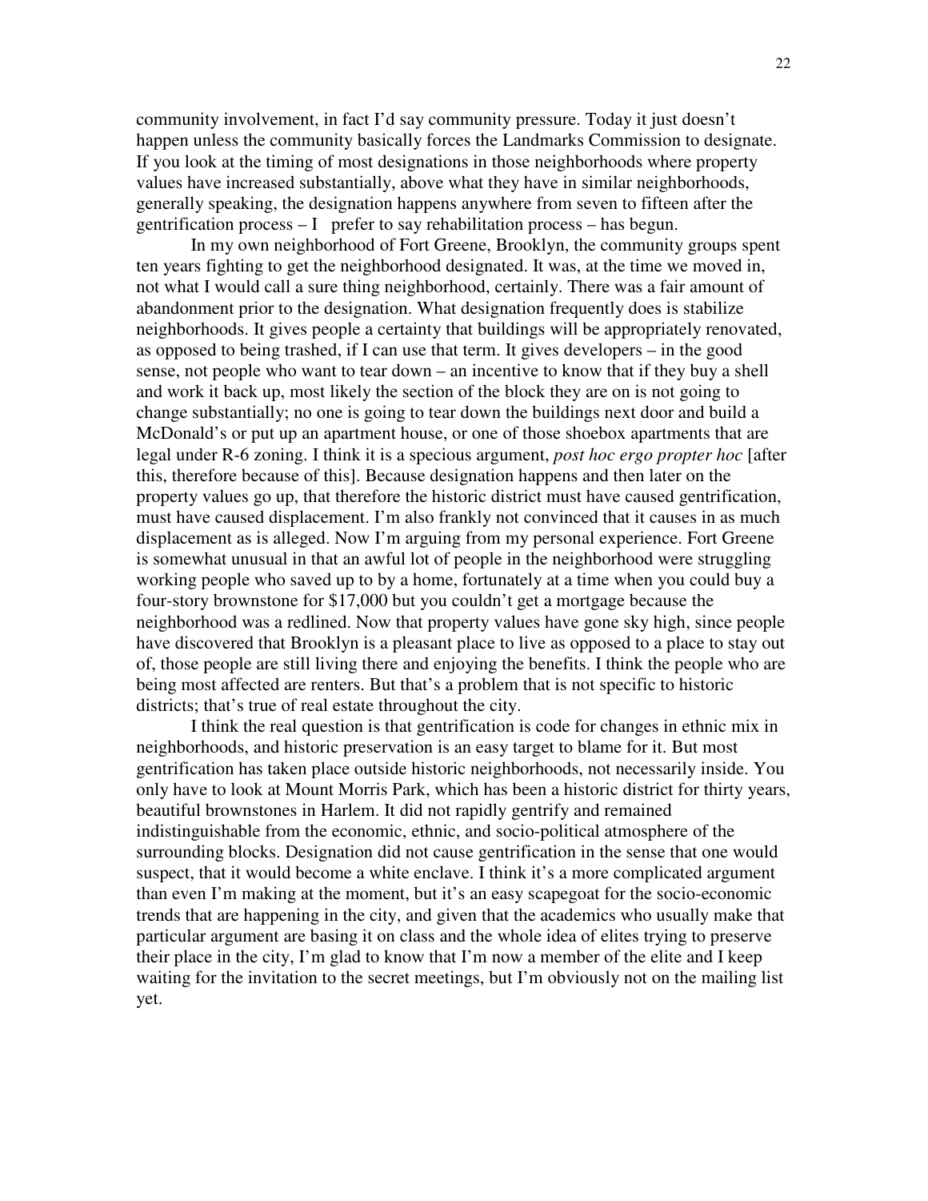community involvement, in fact I'd say community pressure. Today it just doesn't happen unless the community basically forces the Landmarks Commission to designate. If you look at the timing of most designations in those neighborhoods where property values have increased substantially, above what they have in similar neighborhoods, generally speaking, the designation happens anywhere from seven to fifteen after the gentrification process – I  prefer to say rehabilitation process – has begun.

In my own neighborhood of Fort Greene, Brooklyn, the community groups spent ten years fighting to get the neighborhood designated. It was, at the time we moved in, not what I would call a sure thing neighborhood, certainly. There was a fair amount of abandonment prior to the designation. What designation frequently does is stabilize neighborhoods. It gives people a certainty that buildings will be appropriately renovated, as opposed to being trashed, if I can use that term. It gives developers – in the good sense, not people who want to tear down – an incentive to know that if they buy a shell and work it back up, most likely the section of the block they are on is not going to change substantially; no one is going to tear down the buildings next door and build a McDonald's or put up an apartment house, or one of those shoebox apartments that are legal under R-6 zoning. I think it is a specious argument, *post hoc ergo propter hoc* [after this, therefore because of this]. Because designation happens and then later on the property values go up, that therefore the historic district must have caused gentrification, must have caused displacement. I'm also frankly not convinced that it causes in as much displacement as is alleged. Now I'm arguing from my personal experience. Fort Greene is somewhat unusual in that an awful lot of people in the neighborhood were struggling working people who saved up to by a home, fortunately at a time when you could buy a four-story brownstone for $17,000 but you couldn't get a mortgage because the neighborhood was a redlined. Now that property values have gone sky high, since people have discovered that Brooklyn is a pleasant place to live as opposed to a place to stay out of, those people are still living there and enjoying the benefits. I think the people who are being most affected are renters. But that's a problem that is not specific to historic districts; that's true of real estate throughout the city.

I think the real question is that gentrification is code for changes in ethnic mix in neighborhoods, and historic preservation is an easy target to blame for it. But most gentrification has taken place outside historic neighborhoods, not necessarily inside. You only have to look at Mount Morris Park, which has been a historic district for thirty years, beautiful brownstones in Harlem. It did not rapidly gentrify and remained indistinguishable from the economic, ethnic, and socio-political atmosphere of the surrounding blocks. Designation did not cause gentrification in the sense that one would suspect, that it would become a white enclave. I think it's a more complicated argument than even I'm making at the moment, but it's an easy scapegoat for the socio-economic trends that are happening in the city, and given that the academics who usually make that particular argument are basing it on class and the whole idea of elites trying to preserve their place in the city, I'm glad to know that I'm now a member of the elite and I keep waiting for the invitation to the secret meetings, but I'm obviously not on the mailing list yet.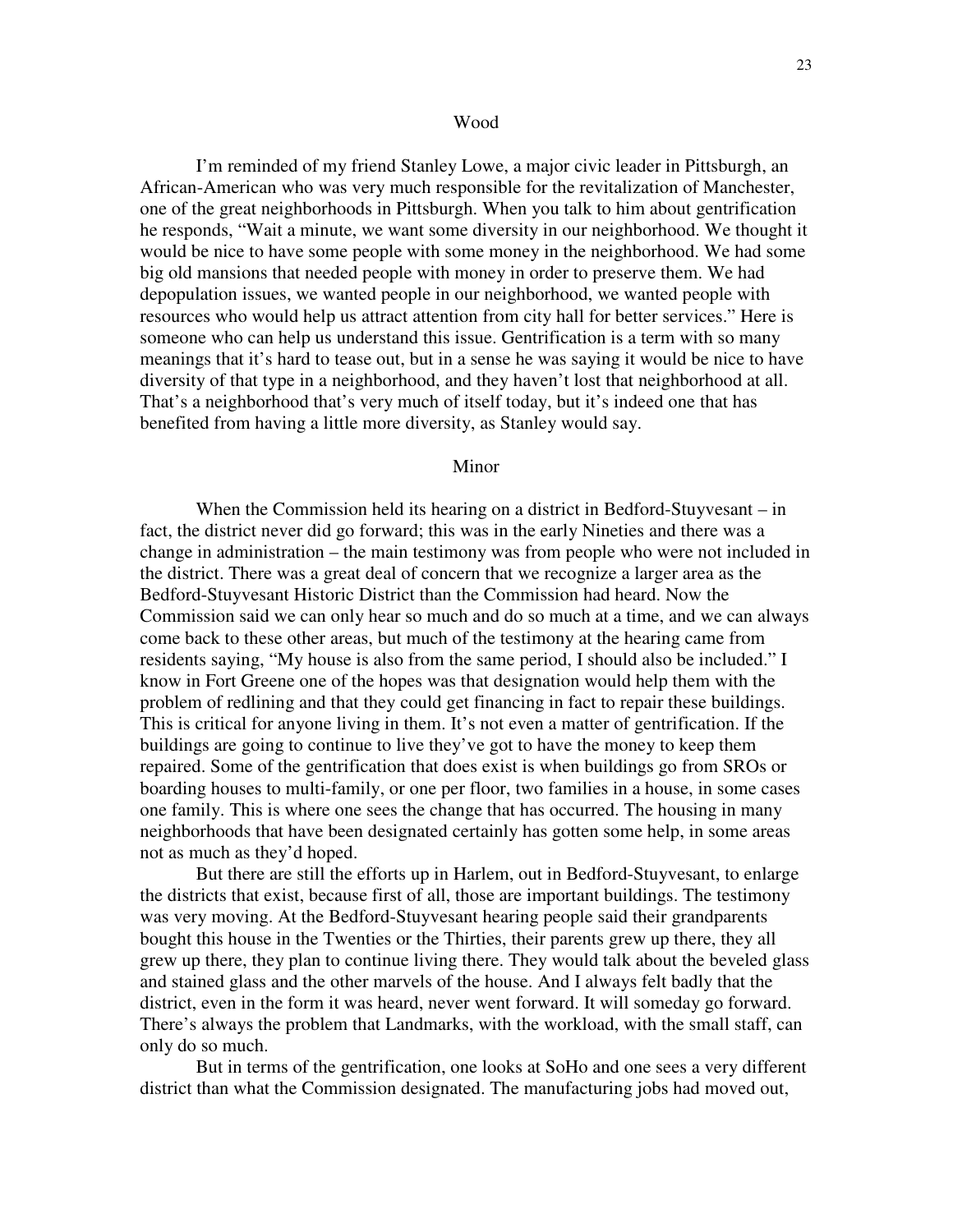Wood

I'm reminded of my friend Stanley Lowe, a major civic leader in Pittsburgh, an African-American who was very much responsible for the revitalization of Manchester, one of the great neighborhoods in Pittsburgh. When you talk to him about gentrification he responds, "Wait a minute, we want some diversity in our neighborhood. We thought it would be nice to have some people with some money in the neighborhood. We had some big old mansions that needed people with money in order to preserve them. We had depopulation issues, we wanted people in our neighborhood, we wanted people with resources who would help us attract attention from city hall for better services." Here is someone who can help us understand this issue. Gentrification is a term with so many meanings that it's hard to tease out, but in a sense he was saying it would be nice to have diversity of that type in a neighborhood, and they haven't lost that neighborhood at all. That's a neighborhood that's very much of itself today, but it's indeed one that has benefited from having a little more diversity, as Stanley would say.

Minor

When the Commission held its hearing on a district in Bedford-Stuyvesant – in fact, the district never did go forward; this was in the early Nineties and there was a change in administration – the main testimony was from people who were not included in the district. There was a great deal of concern that we recognize a larger area as the Bedford-Stuyvesant Historic District than the Commission had heard. Now the Commission said we can only hear so much and do so much at a time, and we can always come back to these other areas, but much of the testimony at the hearing came from residents saying, "My house is also from the same period, I should also be included." I know in Fort Greene one of the hopes was that designation would help them with the problem of redlining and that they could get financing in fact to repair these buildings. This is critical for anyone living in them. It's not even a matter of gentrification. If the buildings are going to continue to live they've got to have the money to keep them repaired. Some of the gentrification that does exist is when buildings go from SROs or boarding houses to multi-family, or one per floor, two families in a house, in some cases one family. This is where one sees the change that has occurred. The housing in many neighborhoods that have been designated certainly has gotten some help, in some areas not as much as they'd hoped.

But there are still the efforts up in Harlem, out in Bedford-Stuyvesant, to enlarge the districts that exist, because first of all, those are important buildings. The testimony was very moving. At the Bedford-Stuyvesant hearing people said their grandparents bought this house in the Twenties or the Thirties, their parents grew up there, they all grew up there, they plan to continue living there. They would talk about the beveled glass and stained glass and the other marvels of the house. And I always felt badly that the district, even in the form it was heard, never went forward. It will someday go forward. There's always the problem that Landmarks, with the workload, with the small staff, can only do so much.

But in terms of the gentrification, one looks at SoHo and one sees a very different district than what the Commission designated. The manufacturing jobs had moved out,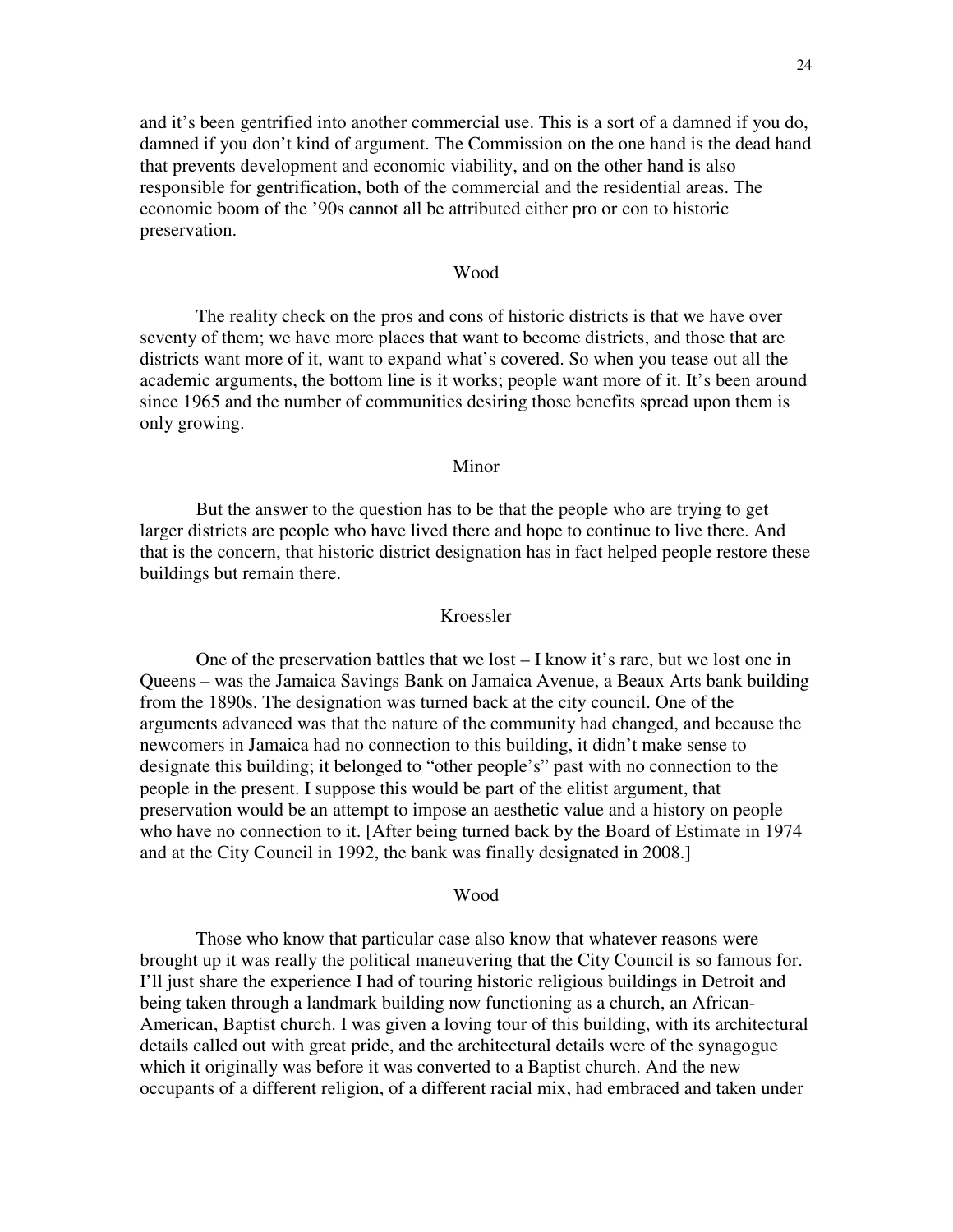and it's been gentrified into another commercial use. This is a sort of a damned if you do, damned if you don't kind of argument. The Commission on the one hand is the dead hand that prevents development and economic viability, and on the other hand is also responsible for gentrification, both of the commercial and the residential areas. The economic boom of the '90s cannot all be attributed either pro or con to historic preservation.

Wood

The reality check on the pros and cons of historic districts is that we have over seventy of them; we have more places that want to become districts, and those that are districts want more of it, want to expand what's covered. So when you tease out all the academic arguments, the bottom line is it works; people want more of it. It's been around since 1965 and the number of communities desiring those benefits spread upon them is only growing.

Minor

But the answer to the question has to be that the people who are trying to get larger districts are people who have lived there and hope to continue to live there. And that is the concern, that historic district designation has in fact helped people restore these buildings but remain there.

Kroessler

One of the preservation battles that we lost – I know it's rare, but we lost one in Queens – was the Jamaica Savings Bank on Jamaica Avenue, a Beaux Arts bank building from the 1890s. The designation was turned back at the city council. One of the arguments advanced was that the nature of the community had changed, and because the newcomers in Jamaica had no connection to this building, it didn't make sense to designate this building; it belonged to "other people's" past with no connection to the people in the present. I suppose this would be part of the elitist argument, that preservation would be an attempt to impose an aesthetic value and a history on people who have no connection to it. [After being turned back by the Board of Estimate in 1974 and at the City Council in 1992, the bank was finally designated in 2008.]

Wood

Those who know that particular case also know that whatever reasons were brought up it was really the political maneuvering that the City Council is so famous for. I'll just share the experience I had of touring historic religious buildings in Detroit and being taken through a landmark building now functioning as a church, an African-American, Baptist church. I was given a loving tour of this building, with its architectural details called out with great pride, and the architectural details were of the synagogue which it originally was before it was converted to a Baptist church. And the new occupants of a different religion, of a different racial mix, had embraced and taken under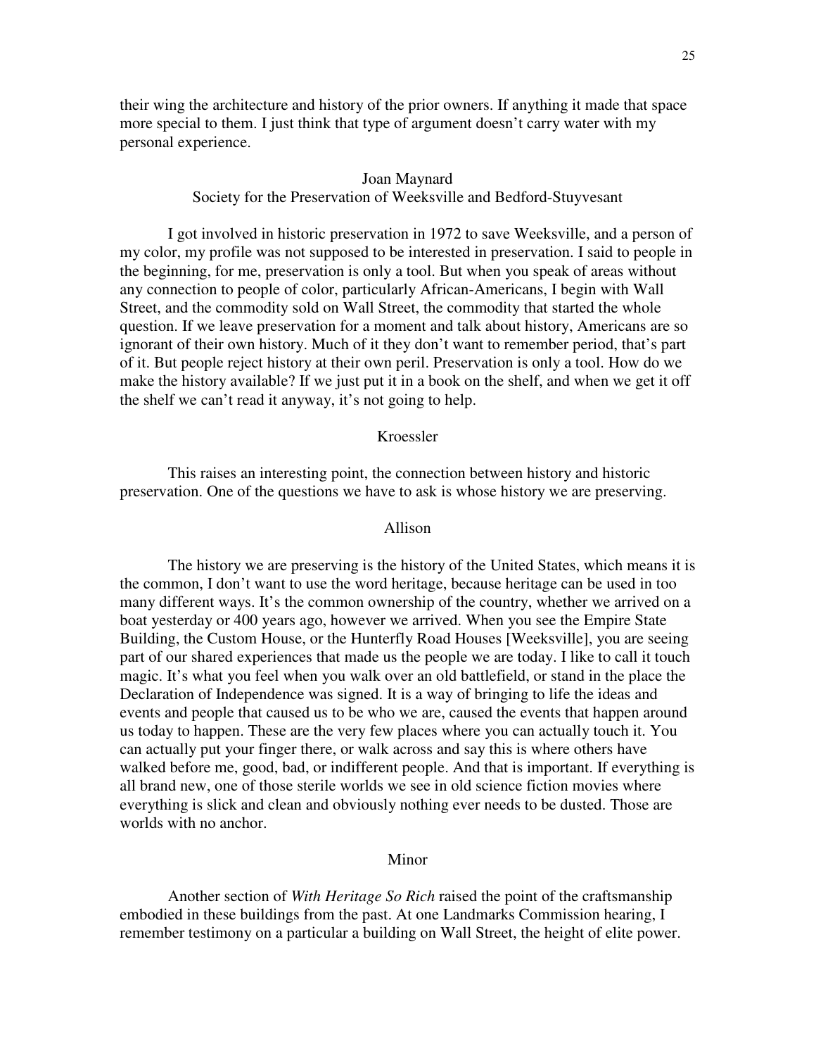their wing the architecture and history of the prior owners. If anything it made that space more special to them. I just think that type of argument doesn't carry water with my personal experience.

Joan Maynard
Society for the Preservation of Weeksville and Bedford-Stuyvesant

I got involved in historic preservation in 1972 to save Weeksville, and a person of my color, my profile was not supposed to be interested in preservation. I said to people in the beginning, for me, preservation is only a tool. But when you speak of areas without any connection to people of color, particularly African-Americans, I begin with Wall Street, and the commodity sold on Wall Street, the commodity that started the whole question. If we leave preservation for a moment and talk about history, Americans are so ignorant of their own history. Much of it they don't want to remember period, that's part of it. But people reject history at their own peril. Preservation is only a tool. How do we make the history available? If we just put it in a book on the shelf, and when we get it off the shelf we can't read it anyway, it's not going to help.

Kroessler

This raises an interesting point, the connection between history and historic preservation. One of the questions we have to ask is whose history we are preserving.

Allison

The history we are preserving is the history of the United States, which means it is the common, I don't want to use the word heritage, because heritage can be used in too many different ways. It's the common ownership of the country, whether we arrived on a boat yesterday or 400 years ago, however we arrived. When you see the Empire State Building, the Custom House, or the Hunterfly Road Houses [Weeksville], you are seeing part of our shared experiences that made us the people we are today. I like to call it touch magic. It's what you feel when you walk over an old battlefield, or stand in the place the Declaration of Independence was signed. It is a way of bringing to life the ideas and events and people that caused us to be who we are, caused the events that happen around us today to happen. These are the very few places where you can actually touch it. You can actually put your finger there, or walk across and say this is where others have walked before me, good, bad, or indifferent people. And that is important. If everything is all brand new, one of those sterile worlds we see in old science fiction movies where everything is slick and clean and obviously nothing ever needs to be dusted. Those are worlds with no anchor.

Minor

Another section of *With Heritage So Rich* raised the point of the craftsmanship embodied in these buildings from the past. At one Landmarks Commission hearing, I remember testimony on a particular a building on Wall Street, the height of elite power.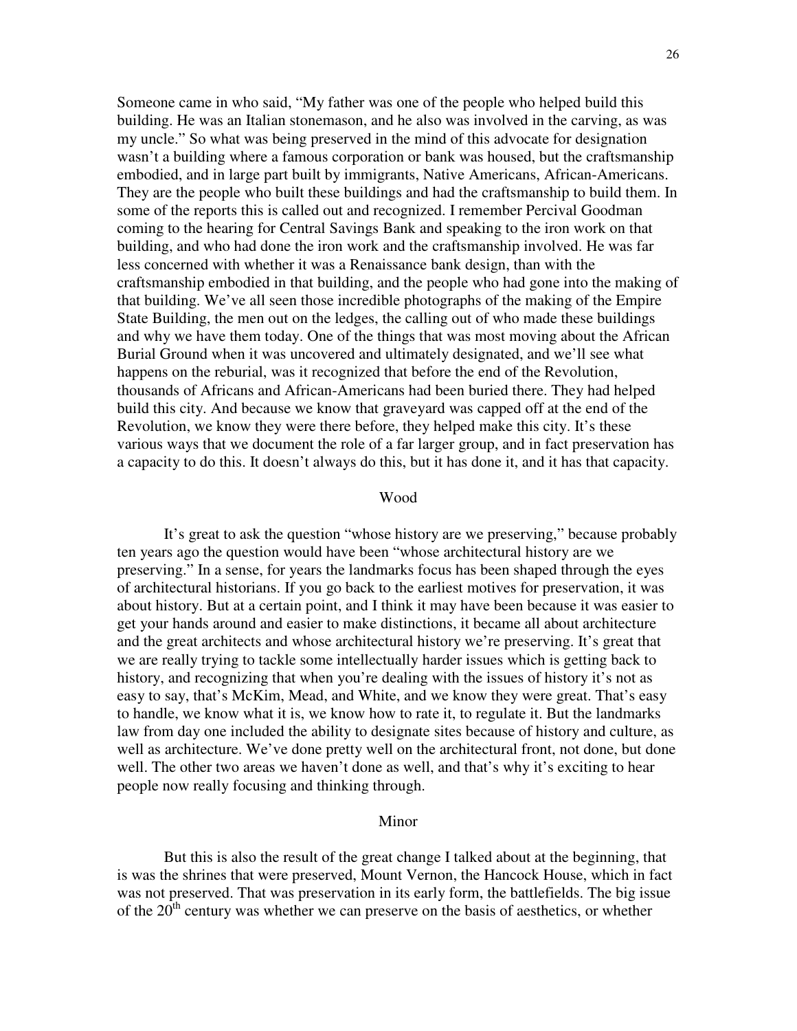Someone came in who said, "My father was one of the people who helped build this building. He was an Italian stonemason, and he also was involved in the carving, as was my uncle." So what was being preserved in the mind of this advocate for designation wasn't a building where a famous corporation or bank was housed, but the craftsmanship embodied, and in large part built by immigrants, Native Americans, African-Americans. They are the people who built these buildings and had the craftsmanship to build them. In some of the reports this is called out and recognized. I remember Percival Goodman coming to the hearing for Central Savings Bank and speaking to the iron work on that building, and who had done the iron work and the craftsmanship involved. He was far less concerned with whether it was a Renaissance bank design, than with the craftsmanship embodied in that building, and the people who had gone into the making of that building. We've all seen those incredible photographs of the making of the Empire State Building, the men out on the ledges, the calling out of who made these buildings and why we have them today. One of the things that was most moving about the African Burial Ground when it was uncovered and ultimately designated, and we'll see what happens on the reburial, was it recognized that before the end of the Revolution, thousands of Africans and African-Americans had been buried there. They had helped build this city. And because we know that graveyard was capped off at the end of the Revolution, we know they were there before, they helped make this city. It's these various ways that we document the role of a far larger group, and in fact preservation has a capacity to do this. It doesn't always do this, but it has done it, and it has that capacity.

Wood

It's great to ask the question "whose history are we preserving," because probably ten years ago the question would have been "whose architectural history are we preserving." In a sense, for years the landmarks focus has been shaped through the eyes of architectural historians. If you go back to the earliest motives for preservation, it was about history. But at a certain point, and I think it may have been because it was easier to get your hands around and easier to make distinctions, it became all about architecture and the great architects and whose architectural history we're preserving. It's great that we are really trying to tackle some intellectually harder issues which is getting back to history, and recognizing that when you're dealing with the issues of history it's not as easy to say, that's McKim, Mead, and White, and we know they were great. That's easy to handle, we know what it is, we know how to rate it, to regulate it. But the landmarks law from day one included the ability to designate sites because of history and culture, as well as architecture. We've done pretty well on the architectural front, not done, but done well. The other two areas we haven't done as well, and that's why it's exciting to hear people now really focusing and thinking through.

Minor

But this is also the result of the great change I talked about at the beginning, that is was the shrines that were preserved, Mount Vernon, the Hancock House, which in fact was not preserved. That was preservation in its early form, the battlefields. The big issue of the 20th century was whether we can preserve on the basis of aesthetics, or whether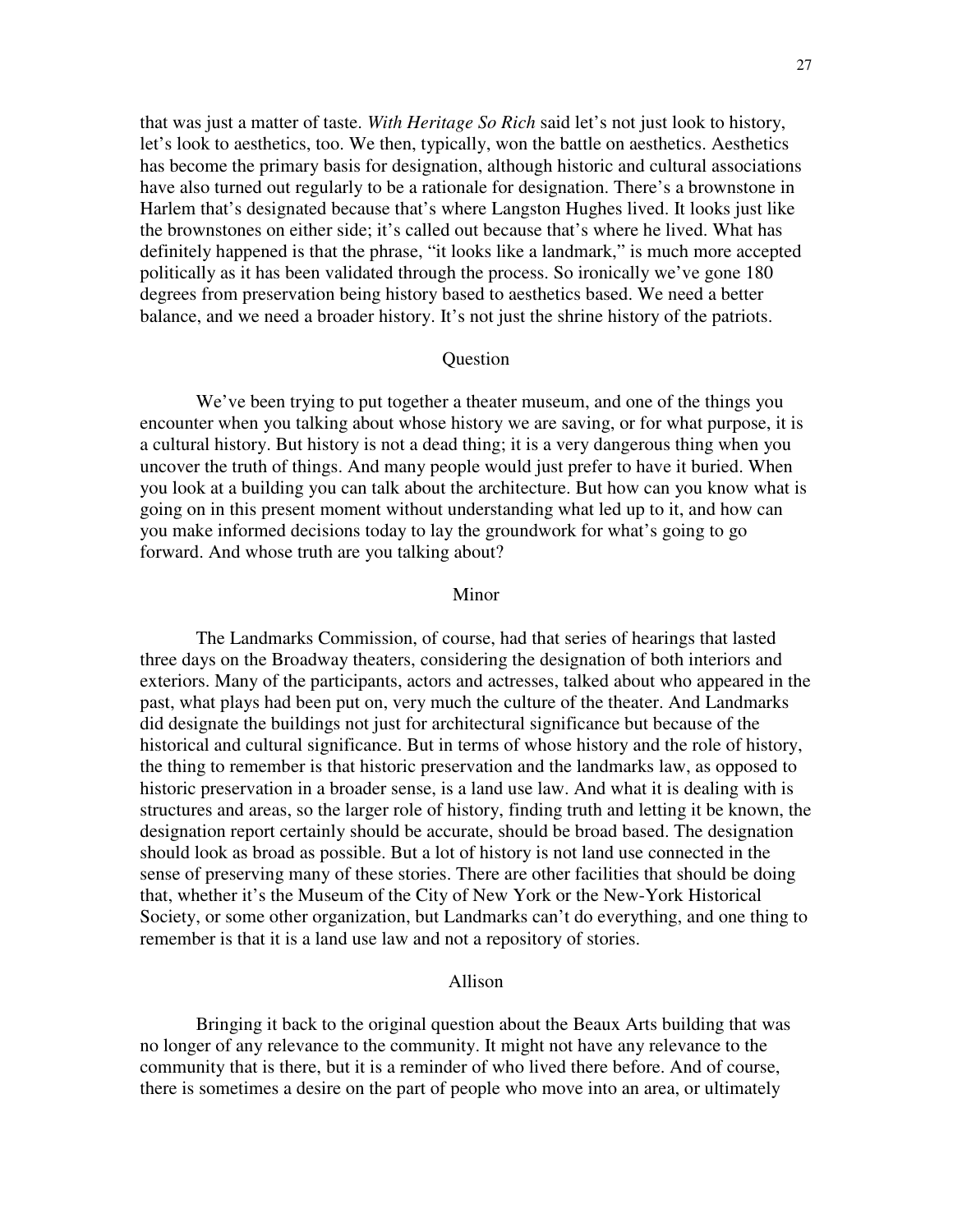that was just a matter of taste. *With Heritage So Rich* said let's not just look to history, let's look to aesthetics, too. We then, typically, won the battle on aesthetics. Aesthetics has become the primary basis for designation, although historic and cultural associations have also turned out regularly to be a rationale for designation. There's a brownstone in Harlem that's designated because that's where Langston Hughes lived. It looks just like the brownstones on either side; it's called out because that's where he lived. What has definitely happened is that the phrase, "it looks like a landmark," is much more accepted politically as it has been validated through the process. So ironically we've gone 180 degrees from preservation being history based to aesthetics based. We need a better balance, and we need a broader history. It's not just the shrine history of the patriots.

Question

We've been trying to put together a theater museum, and one of the things you encounter when you talking about whose history we are saving, or for what purpose, it is a cultural history. But history is not a dead thing; it is a very dangerous thing when you uncover the truth of things. And many people would just prefer to have it buried. When you look at a building you can talk about the architecture. But how can you know what is going on in this present moment without understanding what led up to it, and how can you make informed decisions today to lay the groundwork for what's going to go forward. And whose truth are you talking about?

Minor

The Landmarks Commission, of course, had that series of hearings that lasted three days on the Broadway theaters, considering the designation of both interiors and exteriors. Many of the participants, actors and actresses, talked about who appeared in the past, what plays had been put on, very much the culture of the theater. And Landmarks did designate the buildings not just for architectural significance but because of the historical and cultural significance. But in terms of whose history and the role of history, the thing to remember is that historic preservation and the landmarks law, as opposed to historic preservation in a broader sense, is a land use law. And what it is dealing with is structures and areas, so the larger role of history, finding truth and letting it be known, the designation report certainly should be accurate, should be broad based. The designation should look as broad as possible. But a lot of history is not land use connected in the sense of preserving many of these stories. There are other facilities that should be doing that, whether it's the Museum of the City of New York or the New-York Historical Society, or some other organization, but Landmarks can't do everything, and one thing to remember is that it is a land use law and not a repository of stories.

Allison

Bringing it back to the original question about the Beaux Arts building that was no longer of any relevance to the community. It might not have any relevance to the community that is there, but it is a reminder of who lived there before. And of course, there is sometimes a desire on the part of people who move into an area, or ultimately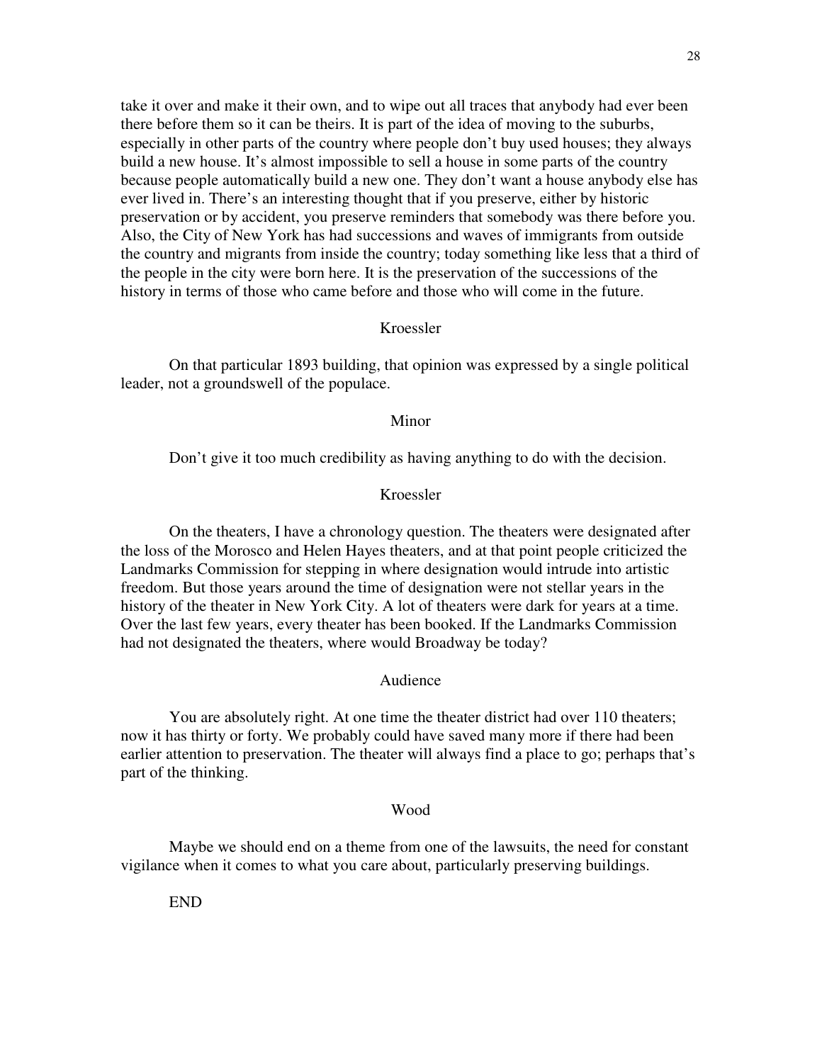take it over and make it their own, and to wipe out all traces that anybody had ever been there before them so it can be theirs. It is part of the idea of moving to the suburbs, especially in other parts of the country where people don't buy used houses; they always build a new house. It's almost impossible to sell a house in some parts of the country because people automatically build a new one. They don't want a house anybody else has ever lived in. There's an interesting thought that if you preserve, either by historic preservation or by accident, you preserve reminders that somebody was there before you. Also, the City of New York has had successions and waves of immigrants from outside the country and migrants from inside the country; today something like less that a third of the people in the city were born here. It is the preservation of the successions of the history in terms of those who came before and those who will come in the future.

Kroessler

On that particular 1893 building, that opinion was expressed by a single political leader, not a groundswell of the populace.

Minor

Don't give it too much credibility as having anything to do with the decision.

Kroessler

On the theaters, I have a chronology question. The theaters were designated after the loss of the Morosco and Helen Hayes theaters, and at that point people criticized the Landmarks Commission for stepping in where designation would intrude into artistic freedom. But those years around the time of designation were not stellar years in the history of the theater in New York City. A lot of theaters were dark for years at a time. Over the last few years, every theater has been booked. If the Landmarks Commission had not designated the theaters, where would Broadway be today?

Audience

You are absolutely right. At one time the theater district had over 110 theaters; now it has thirty or forty. We probably could have saved many more if there had been earlier attention to preservation. The theater will always find a place to go; perhaps that's part of the thinking.

Wood

Maybe we should end on a theme from one of the lawsuits, the need for constant vigilance when it comes to what you care about, particularly preserving buildings.

END